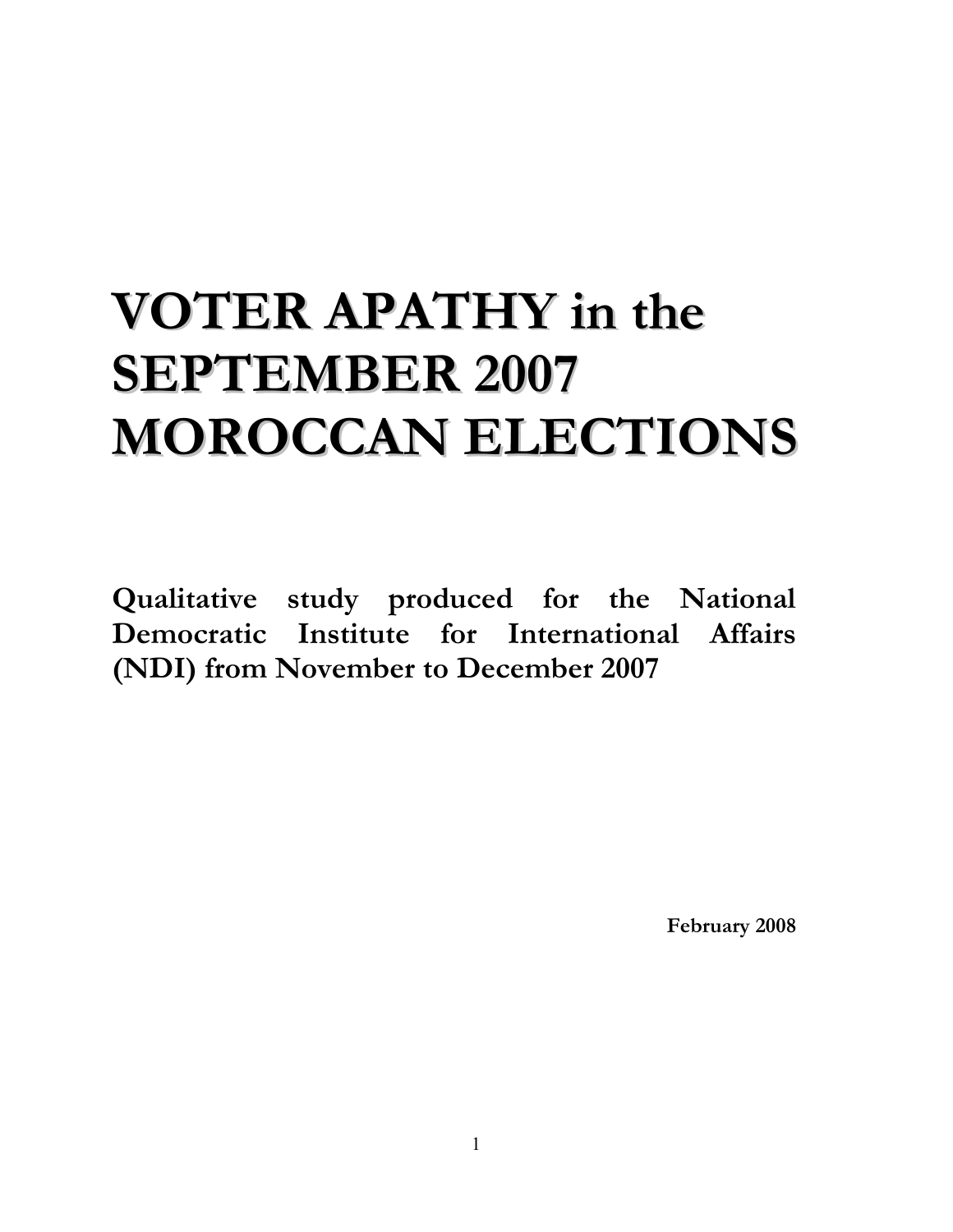# VOTER APATHY in the SEPTEMBER 2007 MOROCCAN ELECTIONS

**Qualitative study produced for the National Democratic Institute for International Affairs (NDI) from November to December 2007**

**February 2008**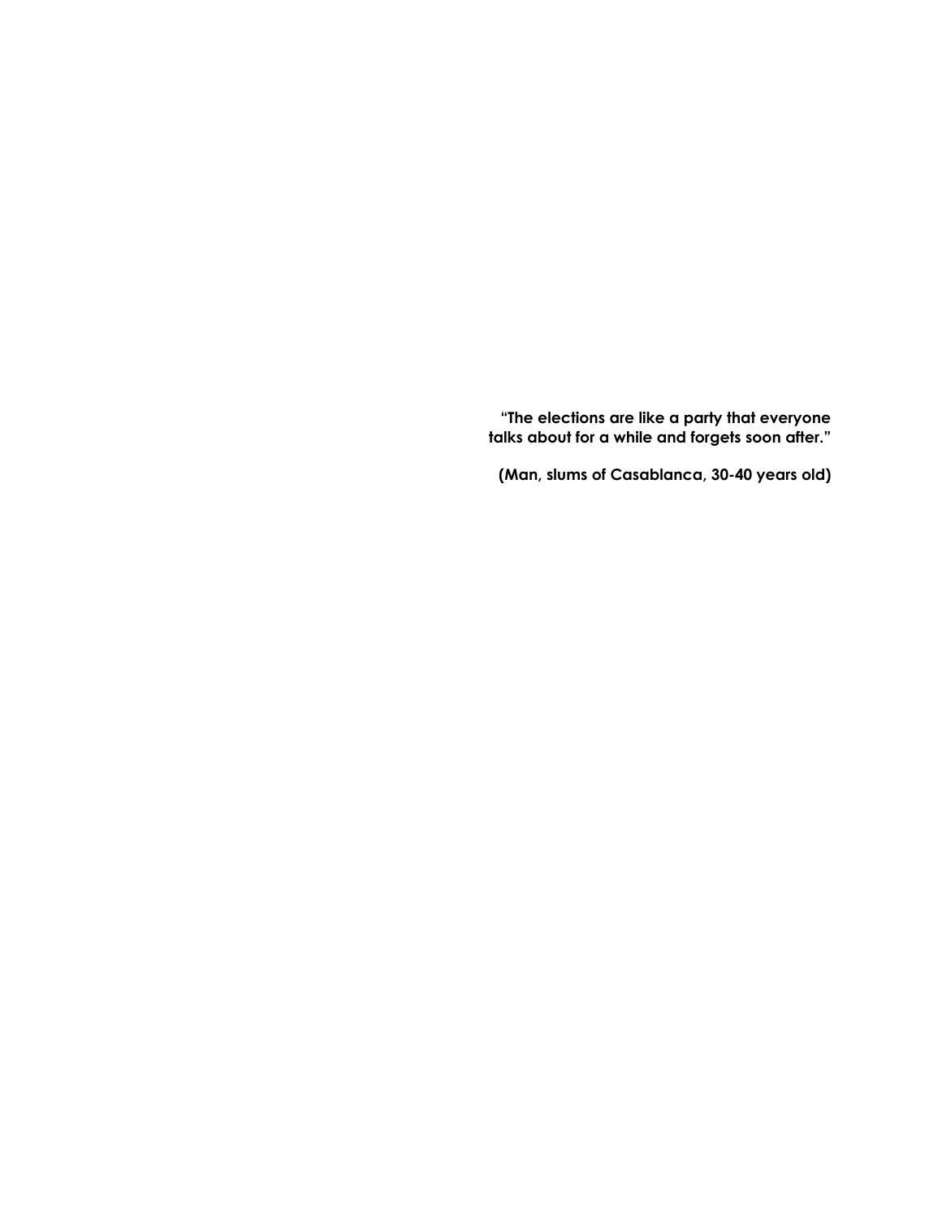**“The elections are like a party that everyone talks about for a while and forgets soon after.”**

**(Man, slums of Casablanca, 30-40 years old)**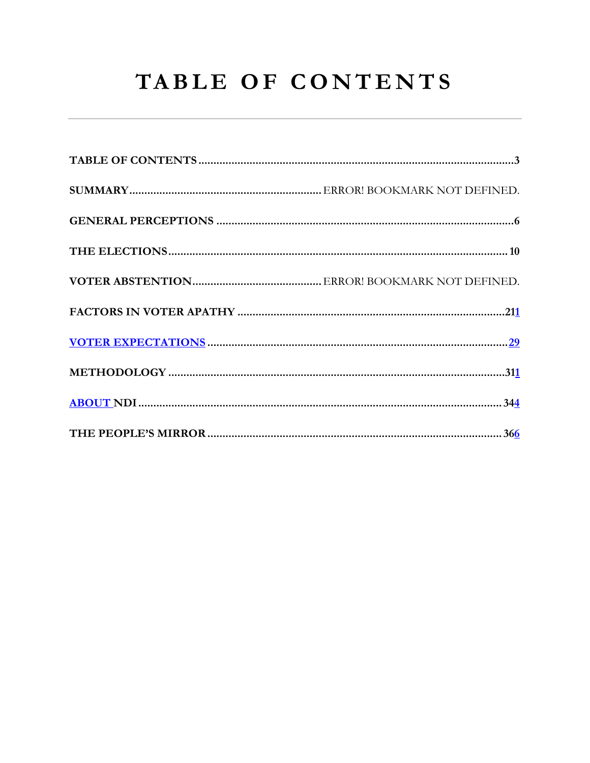# TABLE OF CONTENTS

| | |
|---|---|
| **TABLE OF CONTENTS** | **3** |
| **SUMMARY** | ERROR! BOOKMARK NOT DEFINED. |
| **GENERAL PERCEPTIONS** | **6** |
| **THE ELECTIONS** | **10** |
| **VOTER ABSTENTION** | ERROR! BOOKMARK NOT DEFINED. |
| **FACTORS IN VOTER APATHY** | **211** |
| **VOTER EXPECTATIONS** | **29** |
| **METHODOLOGY** | **311** |
| **ABOUT NDI** | **344** |
| **THE PEOPLE'S MIRROR** | **366** |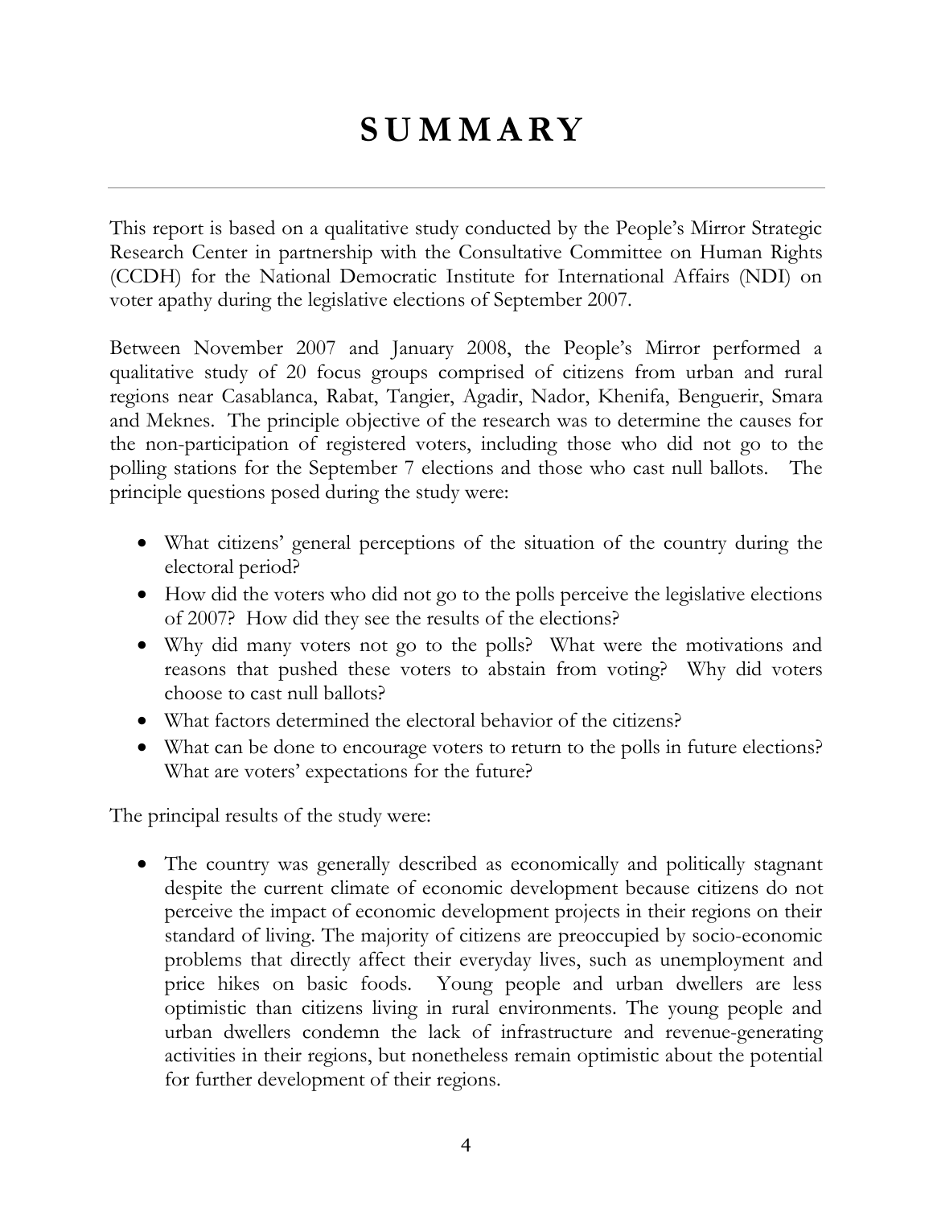# SUMMARY

This report is based on a qualitative study conducted by the People's Mirror Strategic Research Center in partnership with the Consultative Committee on Human Rights (CCDH) for the National Democratic Institute for International Affairs (NDI) on voter apathy during the legislative elections of September 2007.

Between November 2007 and January 2008, the People's Mirror performed a qualitative study of 20 focus groups comprised of citizens from urban and rural regions near Casablanca, Rabat, Tangier, Agadir, Nador, Khenifa, Benguerir, Smara and Meknes. The principle objective of the research was to determine the causes for the non-participation of registered voters, including those who did not go to the polling stations for the September 7 elections and those who cast null ballots. The principle questions posed during the study were:

- What citizens' general perceptions of the situation of the country during the electoral period?
- How did the voters who did not go to the polls perceive the legislative elections of 2007? How did they see the results of the elections?
- Why did many voters not go to the polls? What were the motivations and reasons that pushed these voters to abstain from voting? Why did voters choose to cast null ballots?
- What factors determined the electoral behavior of the citizens?
- What can be done to encourage voters to return to the polls in future elections? What are voters' expectations for the future?

The principal results of the study were:

- The country was generally described as economically and politically stagnant despite the current climate of economic development because citizens do not perceive the impact of economic development projects in their regions on their standard of living. The majority of citizens are preoccupied by socio-economic problems that directly affect their everyday lives, such as unemployment and price hikes on basic foods. Young people and urban dwellers are less optimistic than citizens living in rural environments. The young people and urban dwellers condemn the lack of infrastructure and revenue-generating activities in their regions, but nonetheless remain optimistic about the potential for further development of their regions.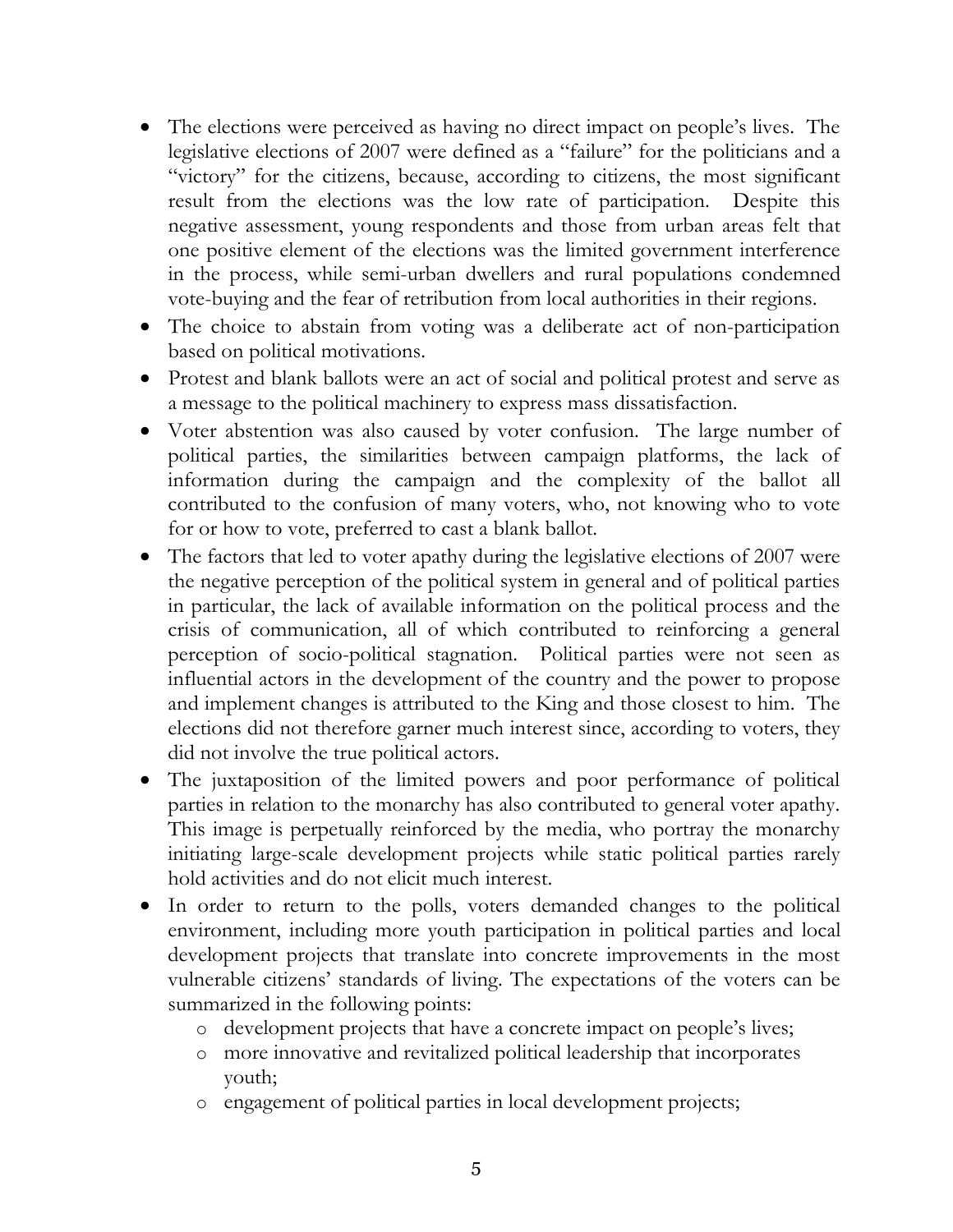- The elections were perceived as having no direct impact on people's lives. The legislative elections of 2007 were defined as a "failure" for the politicians and a "victory" for the citizens, because, according to citizens, the most significant result from the elections was the low rate of participation. Despite this negative assessment, young respondents and those from urban areas felt that one positive element of the elections was the limited government interference in the process, while semi-urban dwellers and rural populations condemned vote-buying and the fear of retribution from local authorities in their regions.
- The choice to abstain from voting was a deliberate act of non-participation based on political motivations.
- Protest and blank ballots were an act of social and political protest and serve as a message to the political machinery to express mass dissatisfaction.
- Voter abstention was also caused by voter confusion. The large number of political parties, the similarities between campaign platforms, the lack of information during the campaign and the complexity of the ballot all contributed to the confusion of many voters, who, not knowing who to vote for or how to vote, preferred to cast a blank ballot.
- The factors that led to voter apathy during the legislative elections of 2007 were the negative perception of the political system in general and of political parties in particular, the lack of available information on the political process and the crisis of communication, all of which contributed to reinforcing a general perception of socio-political stagnation. Political parties were not seen as influential actors in the development of the country and the power to propose and implement changes is attributed to the King and those closest to him. The elections did not therefore garner much interest since, according to voters, they did not involve the true political actors.
- The juxtaposition of the limited powers and poor performance of political parties in relation to the monarchy has also contributed to general voter apathy. This image is perpetually reinforced by the media, who portray the monarchy initiating large-scale development projects while static political parties rarely hold activities and do not elicit much interest.
- In order to return to the polls, voters demanded changes to the political environment, including more youth participation in political parties and local development projects that translate into concrete improvements in the most vulnerable citizens' standards of living. The expectations of the voters can be summarized in the following points:
    - development projects that have a concrete impact on people's lives;
    - more innovative and revitalized political leadership that incorporates youth;
    - engagement of political parties in local development projects;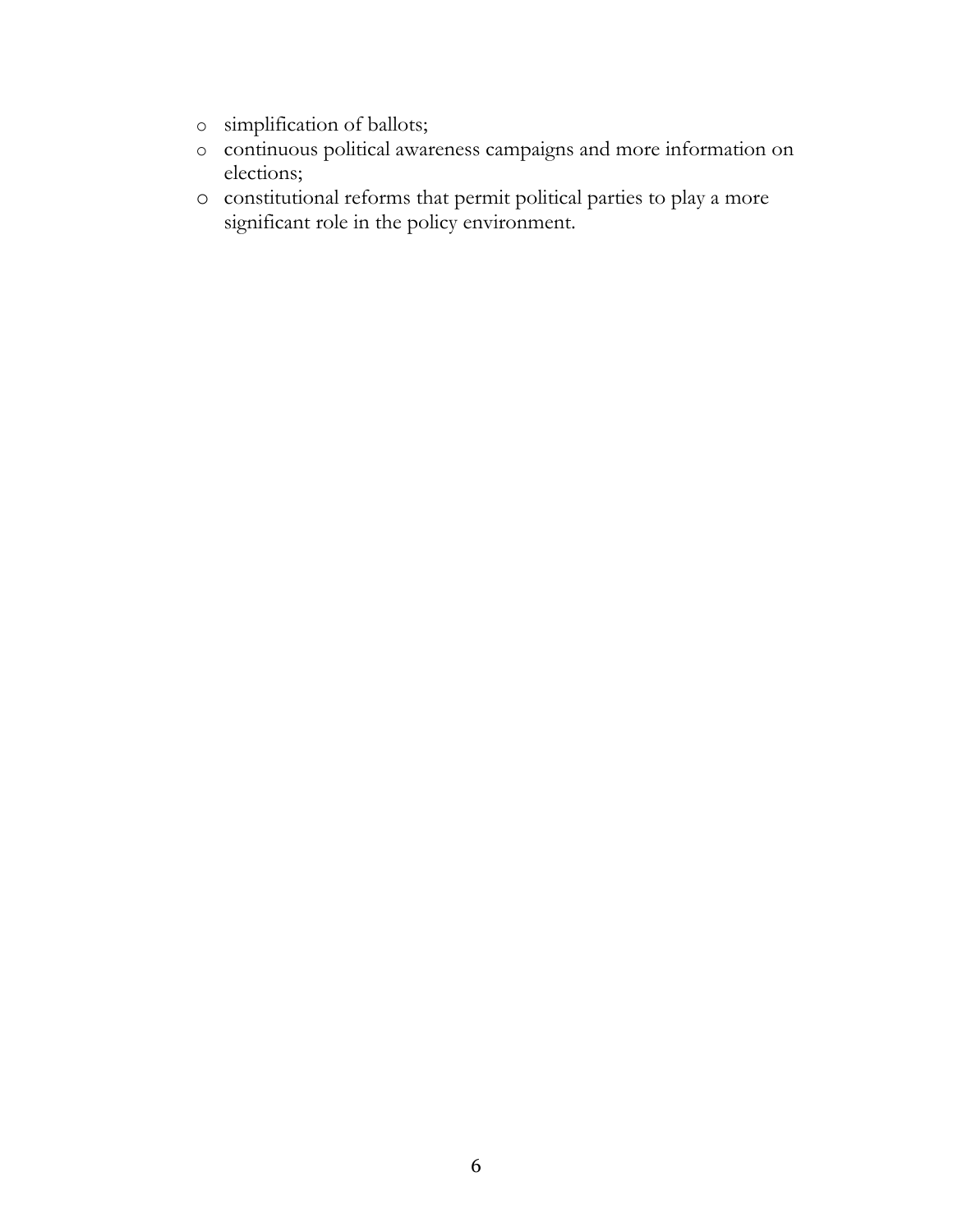- simplification of ballots;
- continuous political awareness campaigns and more information on elections;
- constitutional reforms that permit political parties to play a more significant role in the policy environment.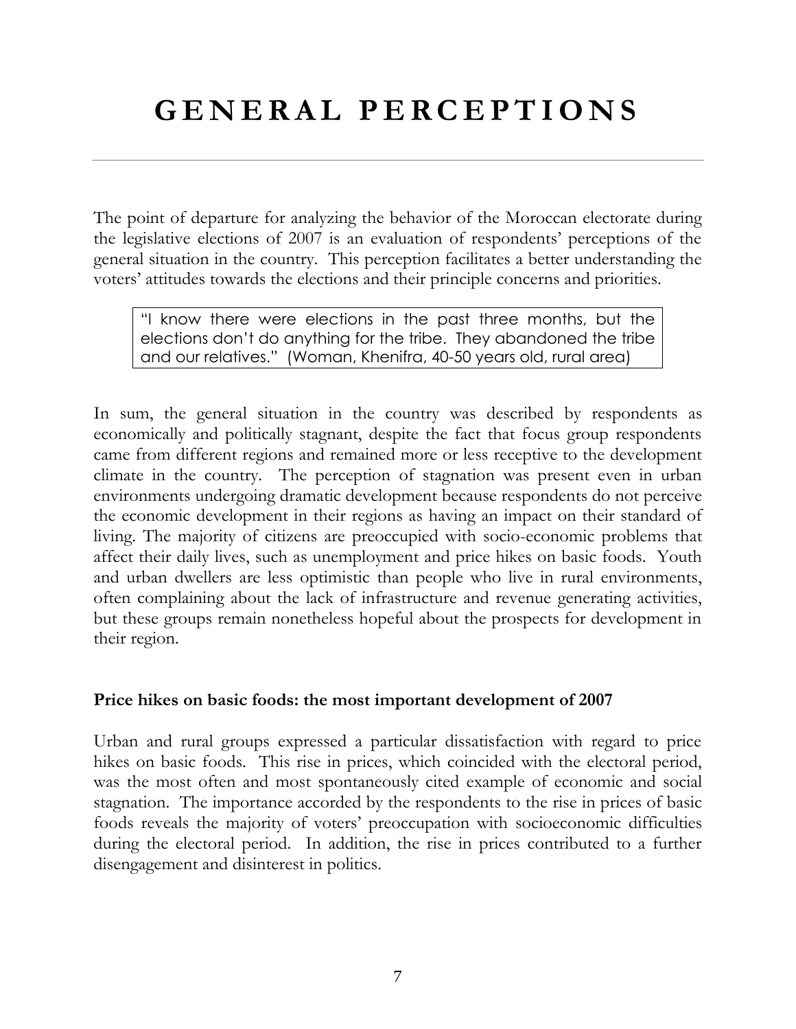# GENERAL PERCEPTIONS

The point of departure for analyzing the behavior of the Moroccan electorate during the legislative elections of 2007 is an evaluation of respondents' perceptions of the general situation in the country. This perception facilitates a better understanding the voters' attitudes towards the elections and their principle concerns and priorities.

> "I know there were elections in the past three months, but the elections don't do anything for the tribe. They abandoned the tribe and our relatives." (Woman, Khenifra, 40-50 years old, rural area)

In sum, the general situation in the country was described by respondents as economically and politically stagnant, despite the fact that focus group respondents came from different regions and remained more or less receptive to the development climate in the country. The perception of stagnation was present even in urban environments undergoing dramatic development because respondents do not perceive the economic development in their regions as having an impact on their standard of living. The majority of citizens are preoccupied with socio-economic problems that affect their daily lives, such as unemployment and price hikes on basic foods. Youth and urban dwellers are less optimistic than people who live in rural environments, often complaining about the lack of infrastructure and revenue generating activities, but these groups remain nonetheless hopeful about the prospects for development in their region.

**Price hikes on basic foods: the most important development of 2007**

Urban and rural groups expressed a particular dissatisfaction with regard to price hikes on basic foods. This rise in prices, which coincided with the electoral period, was the most often and most spontaneously cited example of economic and social stagnation. The importance accorded by the respondents to the rise in prices of basic foods reveals the majority of voters' preoccupation with socioeconomic difficulties during the electoral period. In addition, the rise in prices contributed to a further disengagement and disinterest in politics.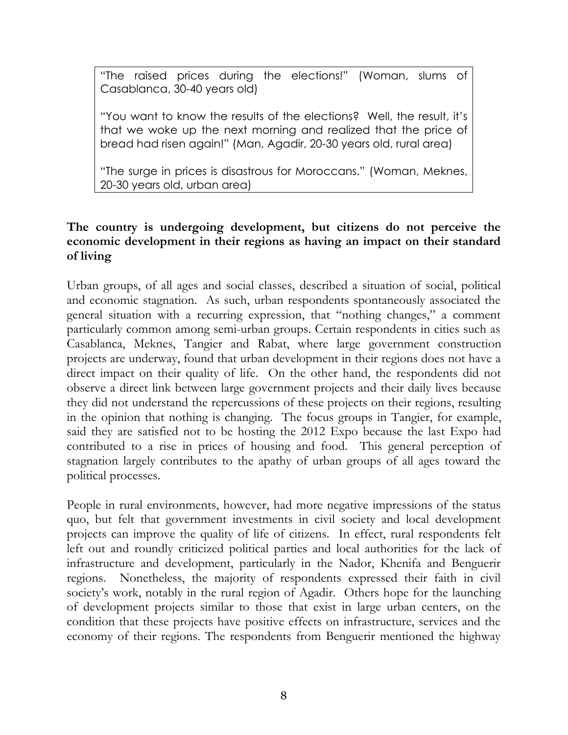"The raised prices during the elections!" (Woman, slums of Casablanca, 30-40 years old)

"You want to know the results of the elections? Well, the result, it's that we woke up the next morning and realized that the price of bread had risen again!" (Man, Agadir, 20-30 years old, rural area)

"The surge in prices is disastrous for Moroccans." (Woman, Meknes, 20-30 years old, urban area)

**The country is undergoing development, but citizens do not perceive the economic development in their regions as having an impact on their standard of living**

Urban groups, of all ages and social classes, described a situation of social, political and economic stagnation. As such, urban respondents spontaneously associated the general situation with a recurring expression, that "nothing changes," a comment particularly common among semi-urban groups. Certain respondents in cities such as Casablanca, Meknes, Tangier and Rabat, where large government construction projects are underway, found that urban development in their regions does not have a direct impact on their quality of life. On the other hand, the respondents did not observe a direct link between large government projects and their daily lives because they did not understand the repercussions of these projects on their regions, resulting in the opinion that nothing is changing. The focus groups in Tangier, for example, said they are satisfied not to be hosting the 2012 Expo because the last Expo had contributed to a rise in prices of housing and food. This general perception of stagnation largely contributes to the apathy of urban groups of all ages toward the political processes.

People in rural environments, however, had more negative impressions of the status quo, but felt that government investments in civil society and local development projects can improve the quality of life of citizens. In effect, rural respondents felt left out and roundly criticized political parties and local authorities for the lack of infrastructure and development, particularly in the Nador, Khenifa and Benguerir regions. Nonetheless, the majority of respondents expressed their faith in civil society's work, notably in the rural region of Agadir. Others hope for the launching of development projects similar to those that exist in large urban centers, on the condition that these projects have positive effects on infrastructure, services and the economy of their regions. The respondents from Benguerir mentioned the highway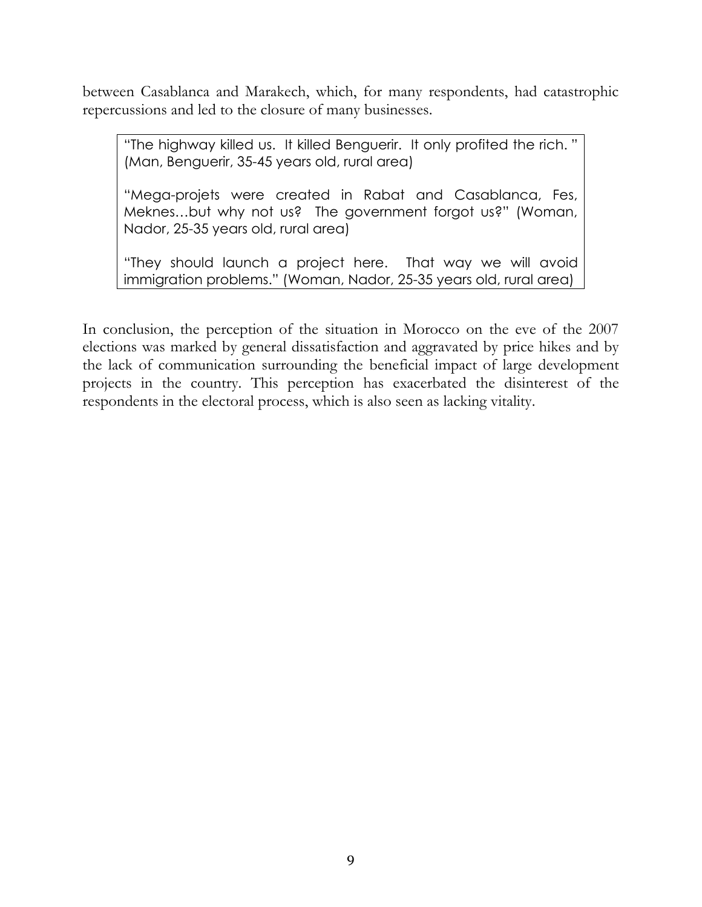between Casablanca and Marakech, which, for many respondents, had catastrophic repercussions and led to the closure of many businesses.

> "The highway killed us. It killed Benguerir. It only profited the rich. " (Man, Benguerir, 35-45 years old, rural area)
>
> "Mega-projets were created in Rabat and Casablanca, Fes, Meknes…but why not us? The government forgot us?" (Woman, Nador, 25-35 years old, rural area)
>
> "They should launch a project here. That way we will avoid immigration problems." (Woman, Nador, 25-35 years old, rural area)

In conclusion, the perception of the situation in Morocco on the eve of the 2007 elections was marked by general dissatisfaction and aggravated by price hikes and by the lack of communication surrounding the beneficial impact of large development projects in the country. This perception has exacerbated the disinterest of the respondents in the electoral process, which is also seen as lacking vitality.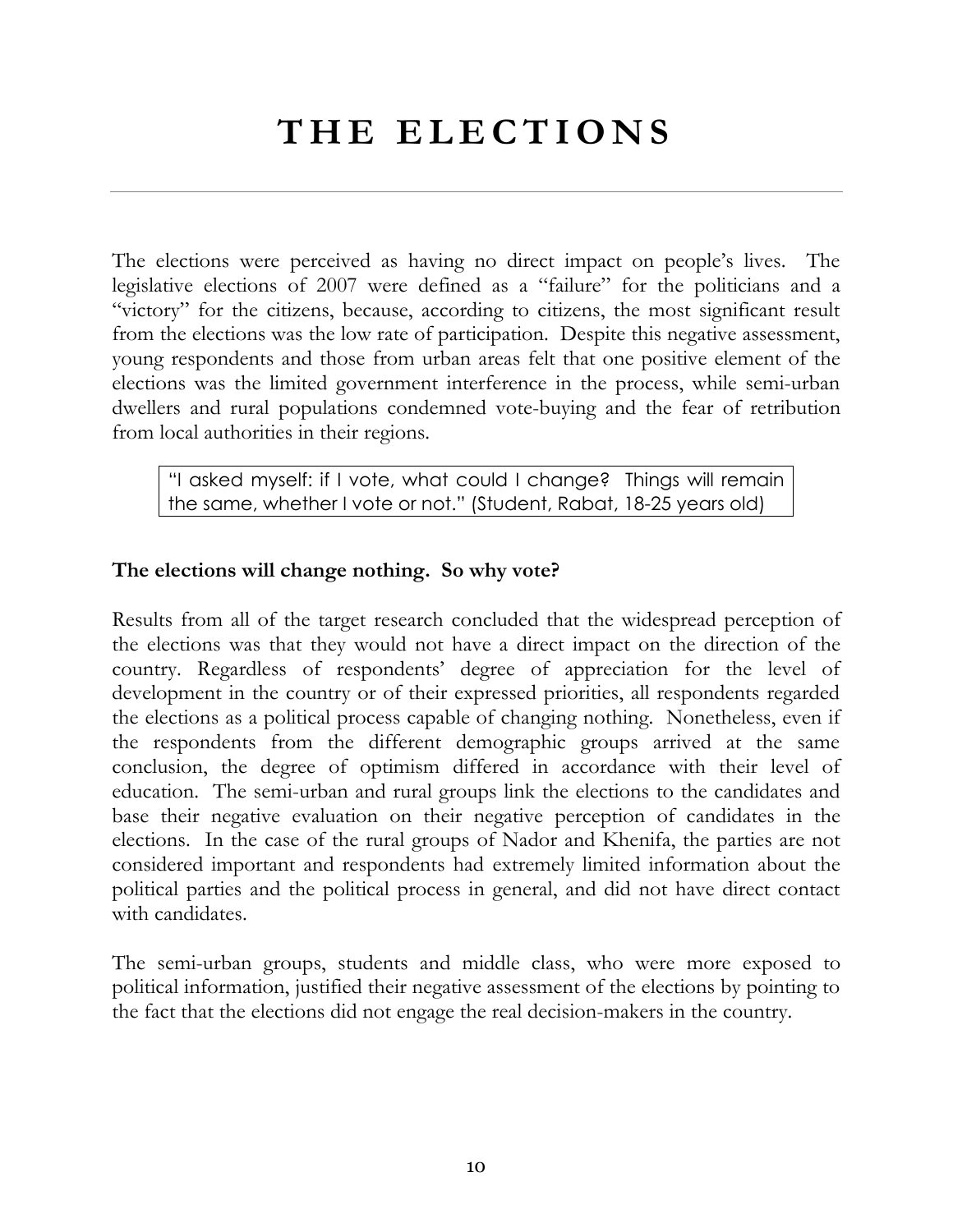# THE ELECTIONS

The elections were perceived as having no direct impact on people's lives. The legislative elections of 2007 were defined as a "failure" for the politicians and a "victory" for the citizens, because, according to citizens, the most significant result from the elections was the low rate of participation. Despite this negative assessment, young respondents and those from urban areas felt that one positive element of the elections was the limited government interference in the process, while semi-urban dwellers and rural populations condemned vote-buying and the fear of retribution from local authorities in their regions.

> "I asked myself: if I vote, what could I change? Things will remain the same, whether I vote or not." (Student, Rabat, 18-25 years old)

**The elections will change nothing. So why vote?**

Results from all of the target research concluded that the widespread perception of the elections was that they would not have a direct impact on the direction of the country. Regardless of respondents' degree of appreciation for the level of development in the country or of their expressed priorities, all respondents regarded the elections as a political process capable of changing nothing. Nonetheless, even if the respondents from the different demographic groups arrived at the same conclusion, the degree of optimism differed in accordance with their level of education. The semi-urban and rural groups link the elections to the candidates and base their negative evaluation on their negative perception of candidates in the elections. In the case of the rural groups of Nador and Khenifa, the parties are not considered important and respondents had extremely limited information about the political parties and the political process in general, and did not have direct contact with candidates.

The semi-urban groups, students and middle class, who were more exposed to political information, justified their negative assessment of the elections by pointing to the fact that the elections did not engage the real decision-makers in the country.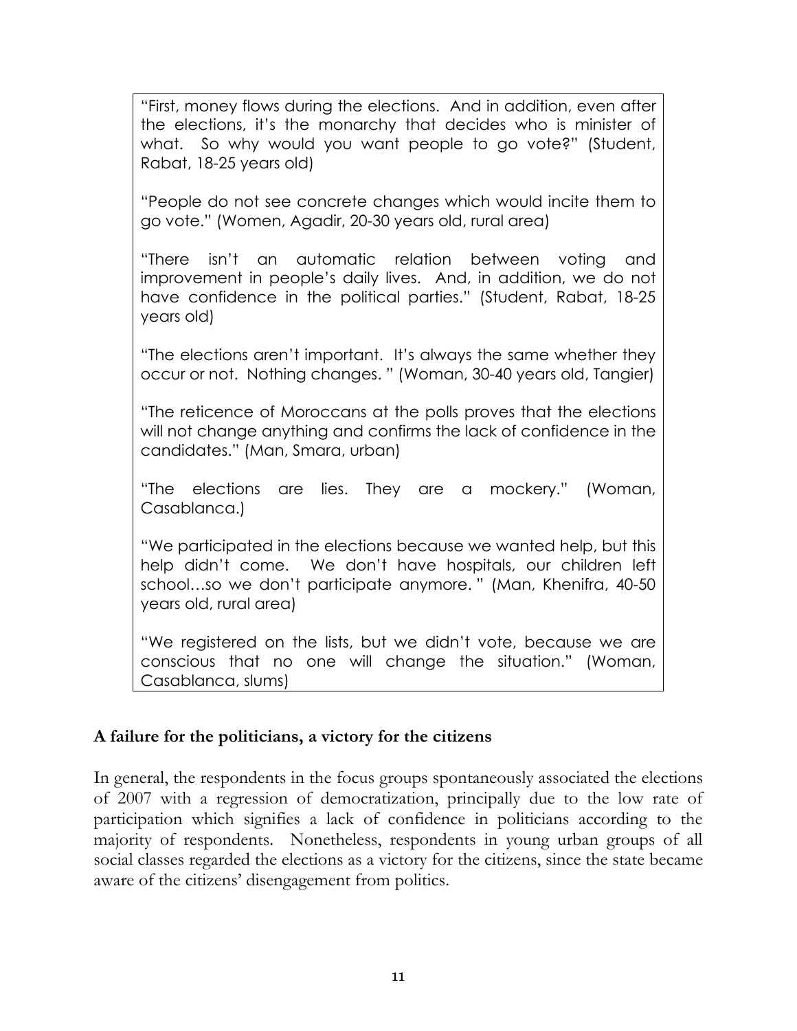"First, money flows during the elections. And in addition, even after the elections, it's the monarchy that decides who is minister of what. So why would you want people to go vote?" (Student, Rabat, 18-25 years old)

"People do not see concrete changes which would incite them to go vote." (Women, Agadir, 20-30 years old, rural area)

"There isn't an automatic relation between voting and improvement in people's daily lives. And, in addition, we do not have confidence in the political parties." (Student, Rabat, 18-25 years old)

"The elections aren't important. It's always the same whether they occur or not. Nothing changes. " (Woman, 30-40 years old, Tangier)

"The reticence of Moroccans at the polls proves that the elections will not change anything and confirms the lack of confidence in the candidates." (Man, Smara, urban)

"The elections are lies. They are a mockery." (Woman, Casablanca.)

"We participated in the elections because we wanted help, but this help didn't come. We don't have hospitals, our children left school…so we don't participate anymore. " (Man, Khenifra, 40-50 years old, rural area)

"We registered on the lists, but we didn't vote, because we are conscious that no one will change the situation." (Woman, Casablanca, slums)

### A failure for the politicians, a victory for the citizens

In general, the respondents in the focus groups spontaneously associated the elections of 2007 with a regression of democratization, principally due to the low rate of participation which signifies a lack of confidence in politicians according to the majority of respondents. Nonetheless, respondents in young urban groups of all social classes regarded the elections as a victory for the citizens, since the state became aware of the citizens' disengagement from politics.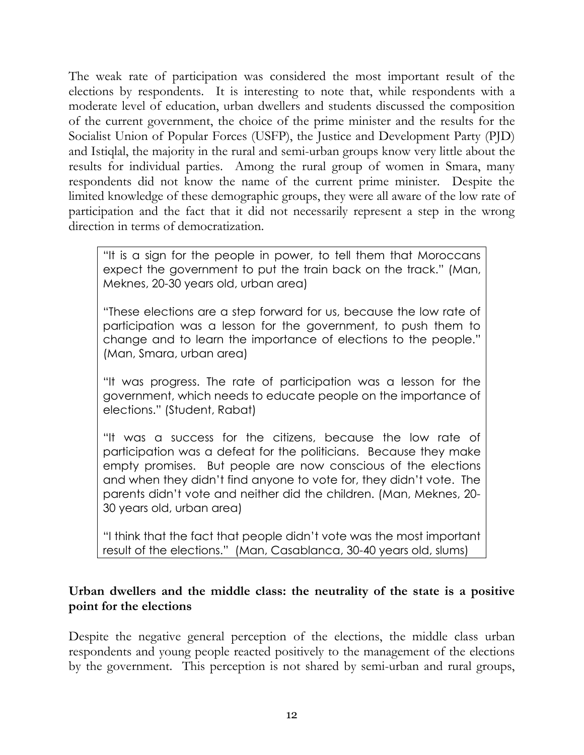The weak rate of participation was considered the most important result of the elections by respondents. It is interesting to note that, while respondents with a moderate level of education, urban dwellers and students discussed the composition of the current government, the choice of the prime minister and the results for the Socialist Union of Popular Forces (USFP), the Justice and Development Party (PJD) and Istiqlal, the majority in the rural and semi-urban groups know very little about the results for individual parties. Among the rural group of women in Smara, many respondents did not know the name of the current prime minister. Despite the limited knowledge of these demographic groups, they were all aware of the low rate of participation and the fact that it did not necessarily represent a step in the wrong direction in terms of democratization.

> "It is a sign for the people in power, to tell them that Moroccans expect the government to put the train back on the track." (Man, Meknes, 20-30 years old, urban area)
>
> "These elections are a step forward for us, because the low rate of participation was a lesson for the government, to push them to change and to learn the importance of elections to the people." (Man, Smara, urban area)
>
> "It was progress. The rate of participation was a lesson for the government, which needs to educate people on the importance of elections." (Student, Rabat)
>
> "It was a success for the citizens, because the low rate of participation was a defeat for the politicians. Because they make empty promises. But people are now conscious of the elections and when they didn't find anyone to vote for, they didn't vote. The parents didn't vote and neither did the children. (Man, Meknes, 20-30 years old, urban area)
>
> "I think that the fact that people didn't vote was the most important result of the elections." (Man, Casablanca, 30-40 years old, slums)

**Urban dwellers and the middle class: the neutrality of the state is a positive point for the elections**

Despite the negative general perception of the elections, the middle class urban respondents and young people reacted positively to the management of the elections by the government. This perception is not shared by semi-urban and rural groups,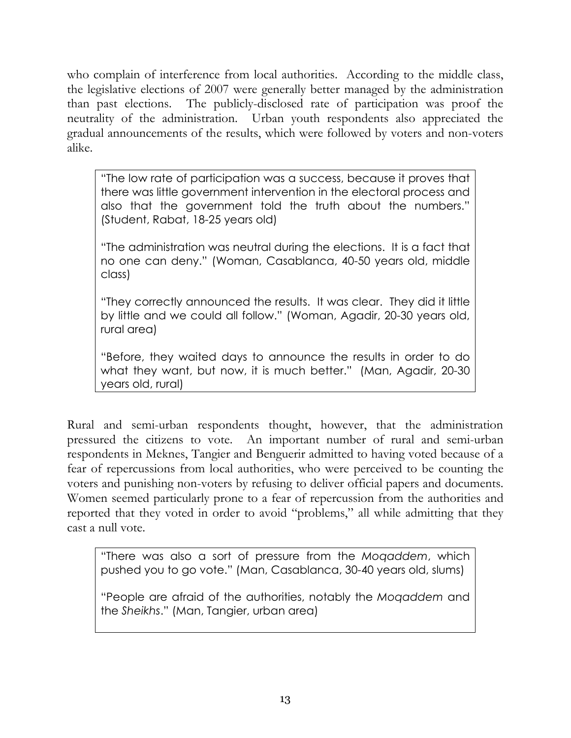who complain of interference from local authorities. According to the middle class, the legislative elections of 2007 were generally better managed by the administration than past elections. The publicly-disclosed rate of participation was proof the neutrality of the administration. Urban youth respondents also appreciated the gradual announcements of the results, which were followed by voters and non-voters alike.

> "The low rate of participation was a success, because it proves that there was little government intervention in the electoral process and also that the government told the truth about the numbers." (Student, Rabat, 18-25 years old)
>
> "The administration was neutral during the elections. It is a fact that no one can deny." (Woman, Casablanca, 40-50 years old, middle class)
>
> "They correctly announced the results. It was clear. They did it little by little and we could all follow." (Woman, Agadir, 20-30 years old, rural area)
>
> "Before, they waited days to announce the results in order to do what they want, but now, it is much better." (Man, Agadir, 20-30 years old, rural)

Rural and semi-urban respondents thought, however, that the administration pressured the citizens to vote. An important number of rural and semi-urban respondents in Meknes, Tangier and Benguerir admitted to having voted because of a fear of repercussions from local authorities, who were perceived to be counting the voters and punishing non-voters by refusing to deliver official papers and documents. Women seemed particularly prone to a fear of repercussion from the authorities and reported that they voted in order to avoid "problems," all while admitting that they cast a null vote.

> "There was also a sort of pressure from the *Moqaddem*, which pushed you to go vote." (Man, Casablanca, 30-40 years old, slums)
>
> "People are afraid of the authorities, notably the *Moqaddem* and the *Sheikhs*." (Man, Tangier, urban area)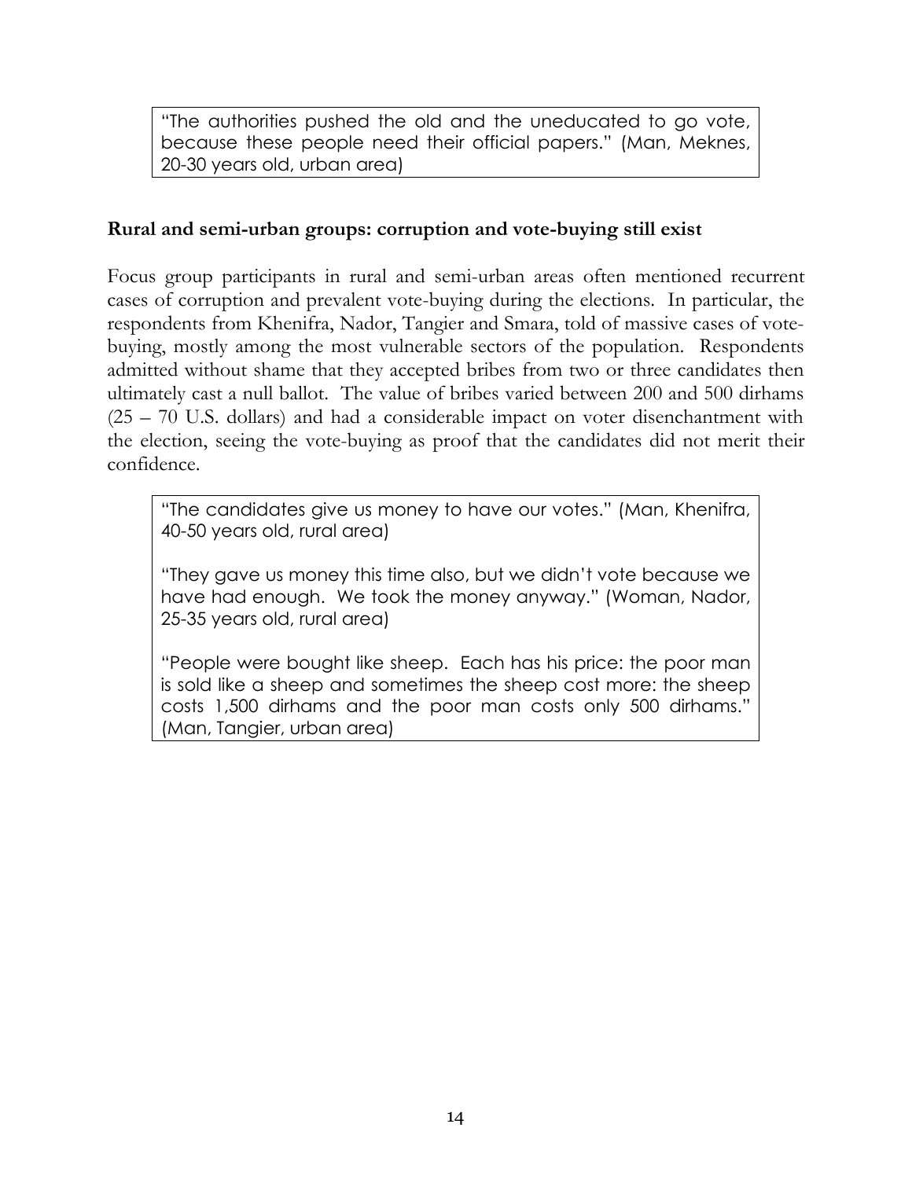> "The authorities pushed the old and the uneducated to go vote, because these people need their official papers." (Man, Meknes, 20-30 years old, urban area)

**Rural and semi-urban groups: corruption and vote-buying still exist**

Focus group participants in rural and semi-urban areas often mentioned recurrent cases of corruption and prevalent vote-buying during the elections. In particular, the respondents from Khenifra, Nador, Tangier and Smara, told of massive cases of vote-buying, mostly among the most vulnerable sectors of the population. Respondents admitted without shame that they accepted bribes from two or three candidates then ultimately cast a null ballot. The value of bribes varied between 200 and 500 dirhams (25 – 70 U.S. dollars) and had a considerable impact on voter disenchantment with the election, seeing the vote-buying as proof that the candidates did not merit their confidence.

> "The candidates give us money to have our votes." (Man, Khenifra, 40-50 years old, rural area)
>
> "They gave us money this time also, but we didn't vote because we have had enough. We took the money anyway." (Woman, Nador, 25-35 years old, rural area)
>
> "People were bought like sheep. Each has his price: the poor man is sold like a sheep and sometimes the sheep cost more: the sheep costs 1,500 dirhams and the poor man costs only 500 dirhams." (Man, Tangier, urban area)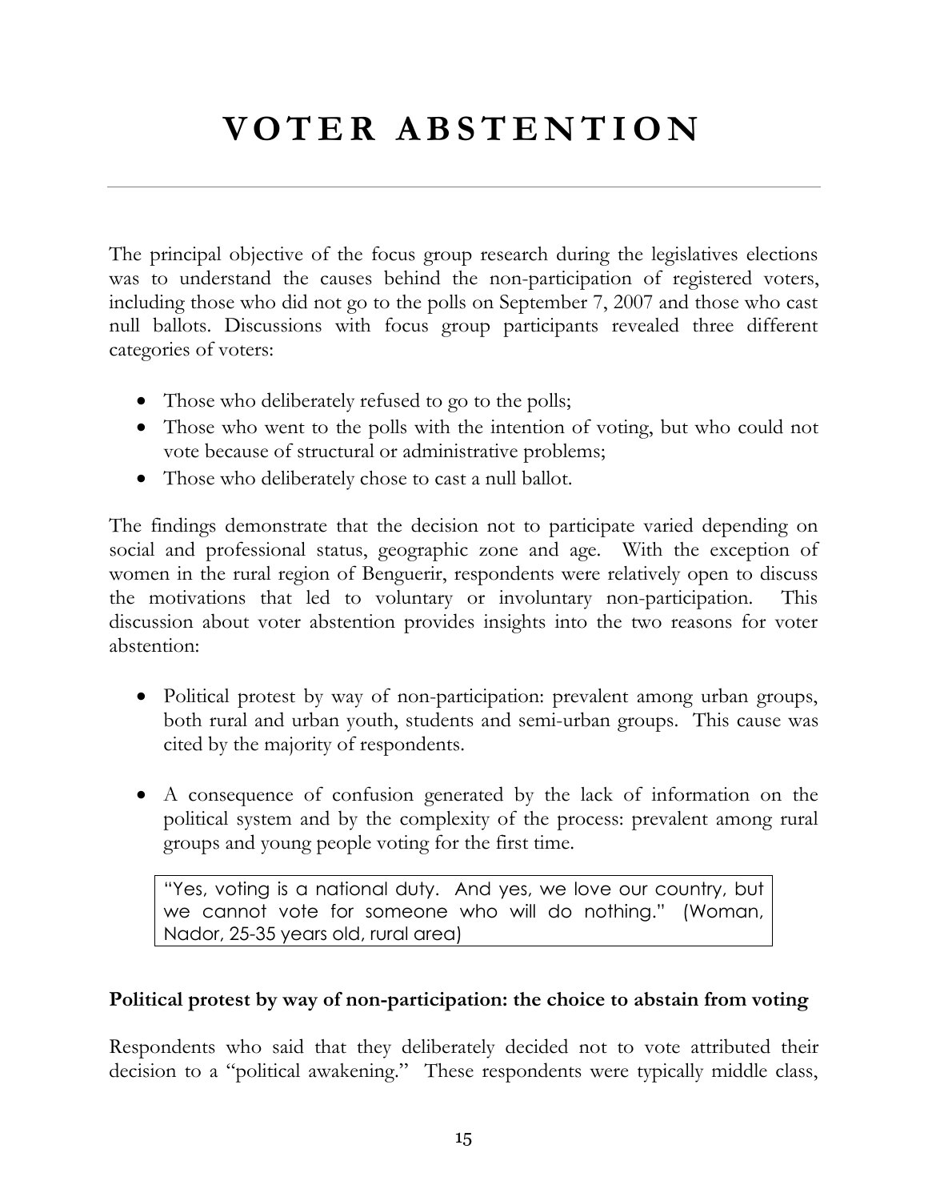# VOTER ABSTENTION

The principal objective of the focus group research during the legislatives elections was to understand the causes behind the non-participation of registered voters, including those who did not go to the polls on September 7, 2007 and those who cast null ballots. Discussions with focus group participants revealed three different categories of voters:

- Those who deliberately refused to go to the polls;
- Those who went to the polls with the intention of voting, but who could not vote because of structural or administrative problems;
- Those who deliberately chose to cast a null ballot.

The findings demonstrate that the decision not to participate varied depending on social and professional status, geographic zone and age. With the exception of women in the rural region of Benguerir, respondents were relatively open to discuss the motivations that led to voluntary or involuntary non-participation. This discussion about voter abstention provides insights into the two reasons for voter abstention:

- Political protest by way of non-participation: prevalent among urban groups, both rural and urban youth, students and semi-urban groups. This cause was cited by the majority of respondents.

- A consequence of confusion generated by the lack of information on the political system and by the complexity of the process: prevalent among rural groups and young people voting for the first time.

> "Yes, voting is a national duty. And yes, we love our country, but we cannot vote for someone who will do nothing." (Woman, Nador, 25-35 years old, rural area)

**Political protest by way of non-participation: the choice to abstain from voting**

Respondents who said that they deliberately decided not to vote attributed their decision to a "political awakening." These respondents were typically middle class,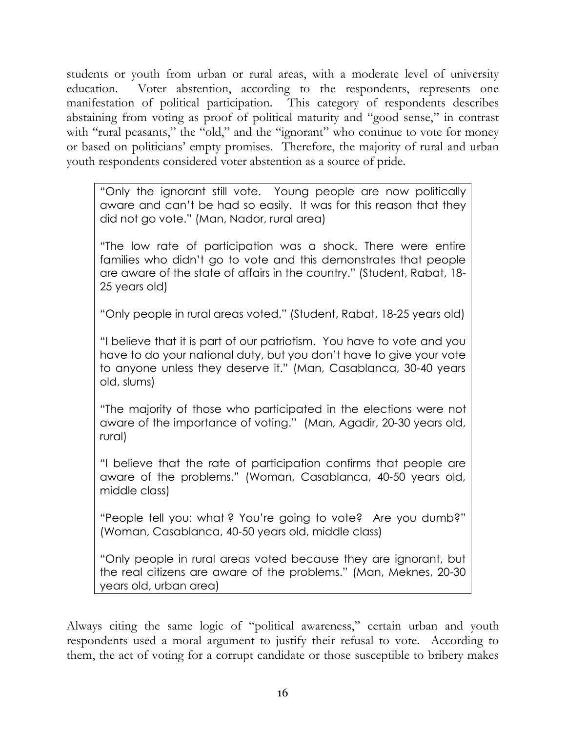students or youth from urban or rural areas, with a moderate level of university education. Voter abstention, according to the respondents, represents one manifestation of political participation. This category of respondents describes abstaining from voting as proof of political maturity and "good sense," in contrast with "rural peasants," the "old," and the "ignorant" who continue to vote for money or based on politicians' empty promises. Therefore, the majority of rural and urban youth respondents considered voter abstention as a source of pride.

> "Only the ignorant still vote. Young people are now politically aware and can't be had so easily. It was for this reason that they did not go vote." (Man, Nador, rural area)
>
> "The low rate of participation was a shock. There were entire families who didn't go to vote and this demonstrates that people are aware of the state of affairs in the country." (Student, Rabat, 18-25 years old)
>
> "Only people in rural areas voted." (Student, Rabat, 18-25 years old)
>
> "I believe that it is part of our patriotism. You have to vote and you have to do your national duty, but you don't have to give your vote to anyone unless they deserve it." (Man, Casablanca, 30-40 years old, slums)
>
> "The majority of those who participated in the elections were not aware of the importance of voting." (Man, Agadir, 20-30 years old, rural)
>
> "I believe that the rate of participation confirms that people are aware of the problems." (Woman, Casablanca, 40-50 years old, middle class)
>
> "People tell you: what ? You're going to vote? Are you dumb?" (Woman, Casablanca, 40-50 years old, middle class)
>
> "Only people in rural areas voted because they are ignorant, but the real citizens are aware of the problems." (Man, Meknes, 20-30 years old, urban area)

Always citing the same logic of "political awareness," certain urban and youth respondents used a moral argument to justify their refusal to vote. According to them, the act of voting for a corrupt candidate or those susceptible to bribery makes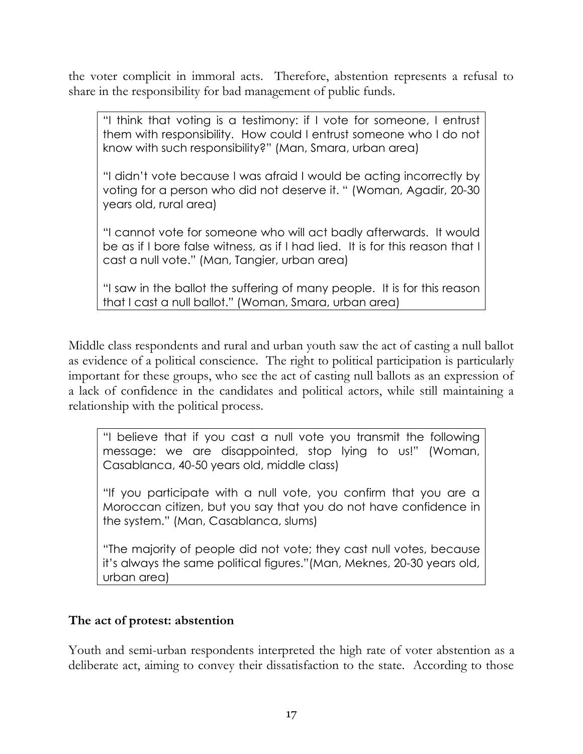the voter complicit in immoral acts. Therefore, abstention represents a refusal to share in the responsibility for bad management of public funds.

> "I think that voting is a testimony: if I vote for someone, I entrust them with responsibility. How could I entrust someone who I do not know with such responsibility?" (Man, Smara, urban area)
>
> "I didn't vote because I was afraid I would be acting incorrectly by voting for a person who did not deserve it. " (Woman, Agadir, 20-30 years old, rural area)
>
> "I cannot vote for someone who will act badly afterwards. It would be as if I bore false witness, as if I had lied. It is for this reason that I cast a null vote." (Man, Tangier, urban area)
>
> "I saw in the ballot the suffering of many people. It is for this reason that I cast a null ballot." (Woman, Smara, urban area)

Middle class respondents and rural and urban youth saw the act of casting a null ballot as evidence of a political conscience. The right to political participation is particularly important for these groups, who see the act of casting null ballots as an expression of a lack of confidence in the candidates and political actors, while still maintaining a relationship with the political process.

> "I believe that if you cast a null vote you transmit the following message: we are disappointed, stop lying to us!" (Woman, Casablanca, 40-50 years old, middle class)
>
> "If you participate with a null vote, you confirm that you are a Moroccan citizen, but you say that you do not have confidence in the system." (Man, Casablanca, slums)
>
> "The majority of people did not vote; they cast null votes, because it's always the same political figures."(Man, Meknes, 20-30 years old, urban area)

**The act of protest: abstention**

Youth and semi-urban respondents interpreted the high rate of voter abstention as a deliberate act, aiming to convey their dissatisfaction to the state. According to those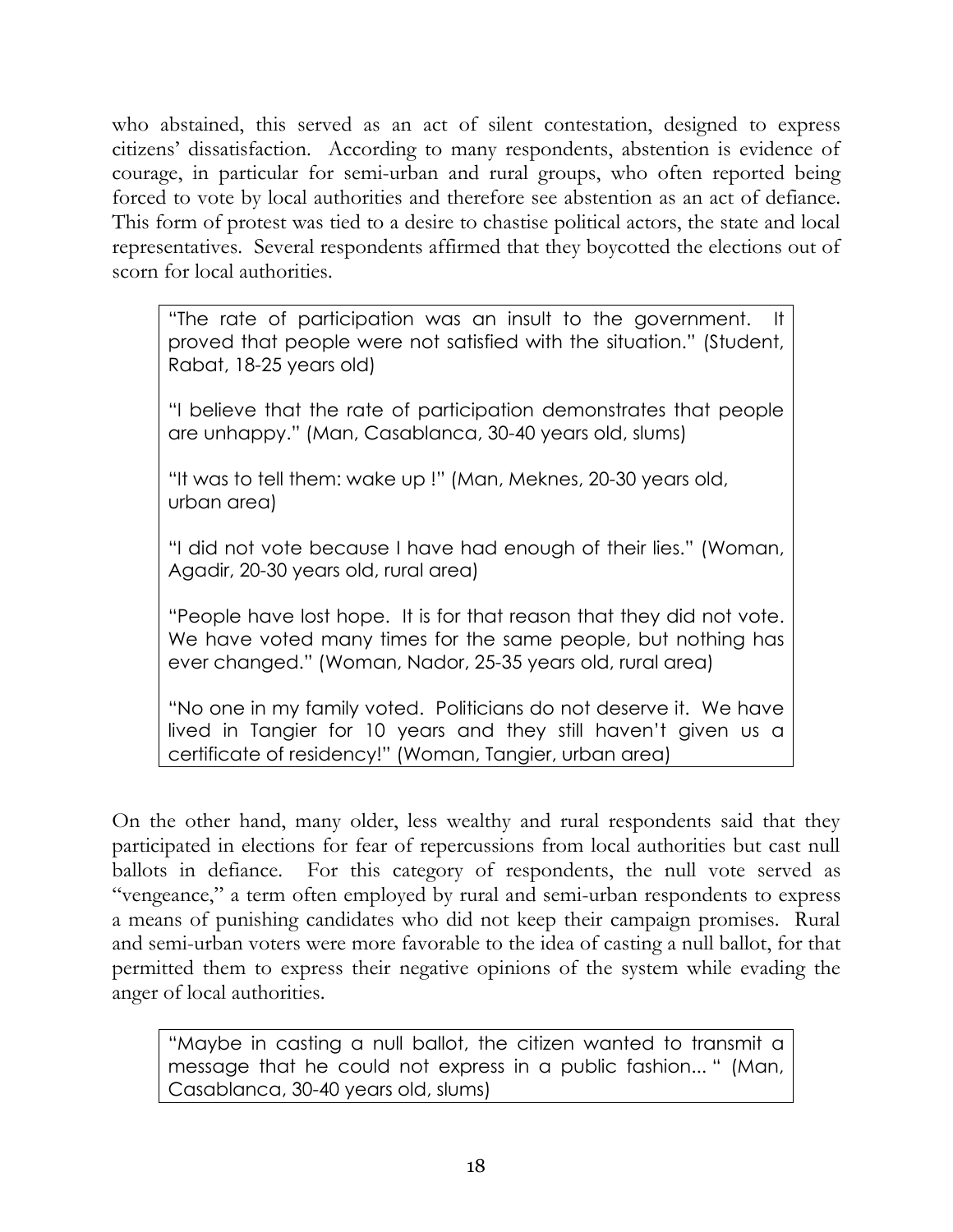who abstained, this served as an act of silent contestation, designed to express citizens' dissatisfaction. According to many respondents, abstention is evidence of courage, in particular for semi-urban and rural groups, who often reported being forced to vote by local authorities and therefore see abstention as an act of defiance. This form of protest was tied to a desire to chastise political actors, the state and local representatives. Several respondents affirmed that they boycotted the elections out of scorn for local authorities.

> "The rate of participation was an insult to the government. It proved that people were not satisfied with the situation." (Student, Rabat, 18-25 years old)
>
> "I believe that the rate of participation demonstrates that people are unhappy." (Man, Casablanca, 30-40 years old, slums)
>
> "It was to tell them: wake up !" (Man, Meknes, 20-30 years old, urban area)
>
> "I did not vote because I have had enough of their lies." (Woman, Agadir, 20-30 years old, rural area)
>
> "People have lost hope. It is for that reason that they did not vote. We have voted many times for the same people, but nothing has ever changed." (Woman, Nador, 25-35 years old, rural area)
>
> "No one in my family voted. Politicians do not deserve it. We have lived in Tangier for 10 years and they still haven't given us a certificate of residency!" (Woman, Tangier, urban area)

On the other hand, many older, less wealthy and rural respondents said that they participated in elections for fear of repercussions from local authorities but cast null ballots in defiance. For this category of respondents, the null vote served as "vengeance," a term often employed by rural and semi-urban respondents to express a means of punishing candidates who did not keep their campaign promises. Rural and semi-urban voters were more favorable to the idea of casting a null ballot, for that permitted them to express their negative opinions of the system while evading the anger of local authorities.

> "Maybe in casting a null ballot, the citizen wanted to transmit a message that he could not express in a public fashion... " (Man, Casablanca, 30-40 years old, slums)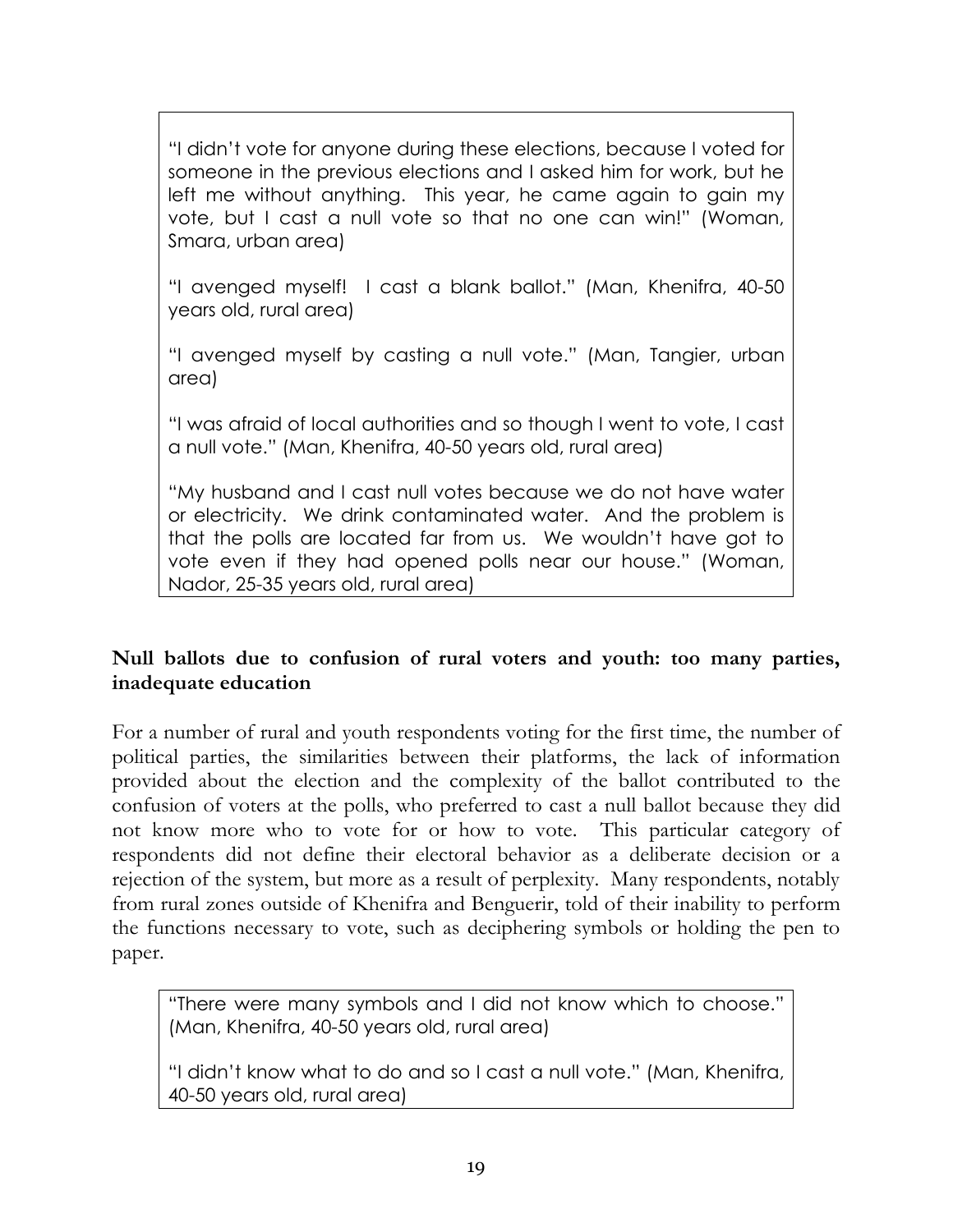> "I didn't vote for anyone during these elections, because I voted for someone in the previous elections and I asked him for work, but he left me without anything. This year, he came again to gain my vote, but I cast a null vote so that no one can win!" (Woman, Smara, urban area)
>
> "I avenged myself! I cast a blank ballot." (Man, Khenifra, 40-50 years old, rural area)
>
> "I avenged myself by casting a null vote." (Man, Tangier, urban area)
>
> "I was afraid of local authorities and so though I went to vote, I cast a null vote." (Man, Khenifra, 40-50 years old, rural area)
>
> "My husband and I cast null votes because we do not have water or electricity. We drink contaminated water. And the problem is that the polls are located far from us. We wouldn't have got to vote even if they had opened polls near our house." (Woman, Nador, 25-35 years old, rural area)

**Null ballots due to confusion of rural voters and youth: too many parties, inadequate education**

For a number of rural and youth respondents voting for the first time, the number of political parties, the similarities between their platforms, the lack of information provided about the election and the complexity of the ballot contributed to the confusion of voters at the polls, who preferred to cast a null ballot because they did not know more who to vote for or how to vote. This particular category of respondents did not define their electoral behavior as a deliberate decision or a rejection of the system, but more as a result of perplexity. Many respondents, notably from rural zones outside of Khenifra and Benguerir, told of their inability to perform the functions necessary to vote, such as deciphering symbols or holding the pen to paper.

> "There were many symbols and I did not know which to choose." (Man, Khenifra, 40-50 years old, rural area)
>
> "I didn't know what to do and so I cast a null vote." (Man, Khenifra, 40-50 years old, rural area)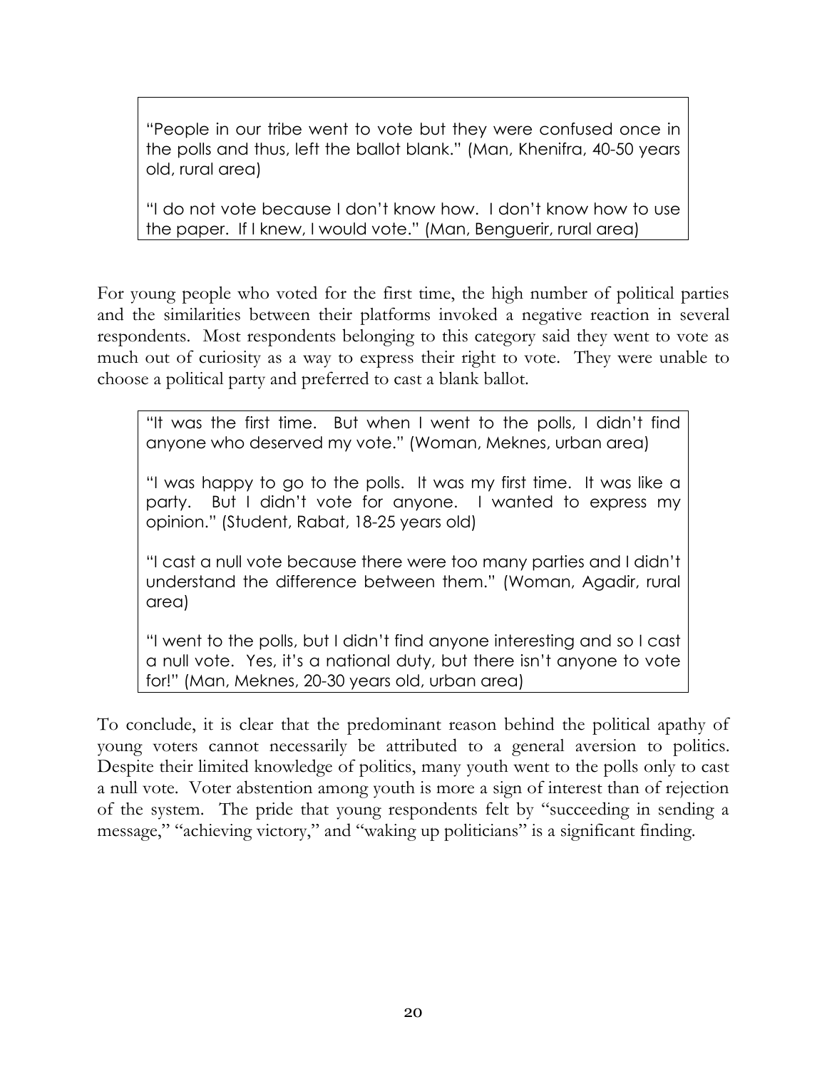> "People in our tribe went to vote but they were confused once in the polls and thus, left the ballot blank." (Man, Khenifra, 40-50 years old, rural area)
>
> "I do not vote because I don't know how. I don't know how to use the paper. If I knew, I would vote." (Man, Benguerir, rural area)

For young people who voted for the first time, the high number of political parties and the similarities between their platforms invoked a negative reaction in several respondents. Most respondents belonging to this category said they went to vote as much out of curiosity as a way to express their right to vote. They were unable to choose a political party and preferred to cast a blank ballot.

> "It was the first time. But when I went to the polls, I didn't find anyone who deserved my vote." (Woman, Meknes, urban area)
>
> "I was happy to go to the polls. It was my first time. It was like a party. But I didn't vote for anyone. I wanted to express my opinion." (Student, Rabat, 18-25 years old)
>
> "I cast a null vote because there were too many parties and I didn't understand the difference between them." (Woman, Agadir, rural area)
>
> "I went to the polls, but I didn't find anyone interesting and so I cast a null vote. Yes, it's a national duty, but there isn't anyone to vote for!" (Man, Meknes, 20-30 years old, urban area)

To conclude, it is clear that the predominant reason behind the political apathy of young voters cannot necessarily be attributed to a general aversion to politics. Despite their limited knowledge of politics, many youth went to the polls only to cast a null vote. Voter abstention among youth is more a sign of interest than of rejection of the system. The pride that young respondents felt by "succeeding in sending a message," "achieving victory," and "waking up politicians" is a significant finding.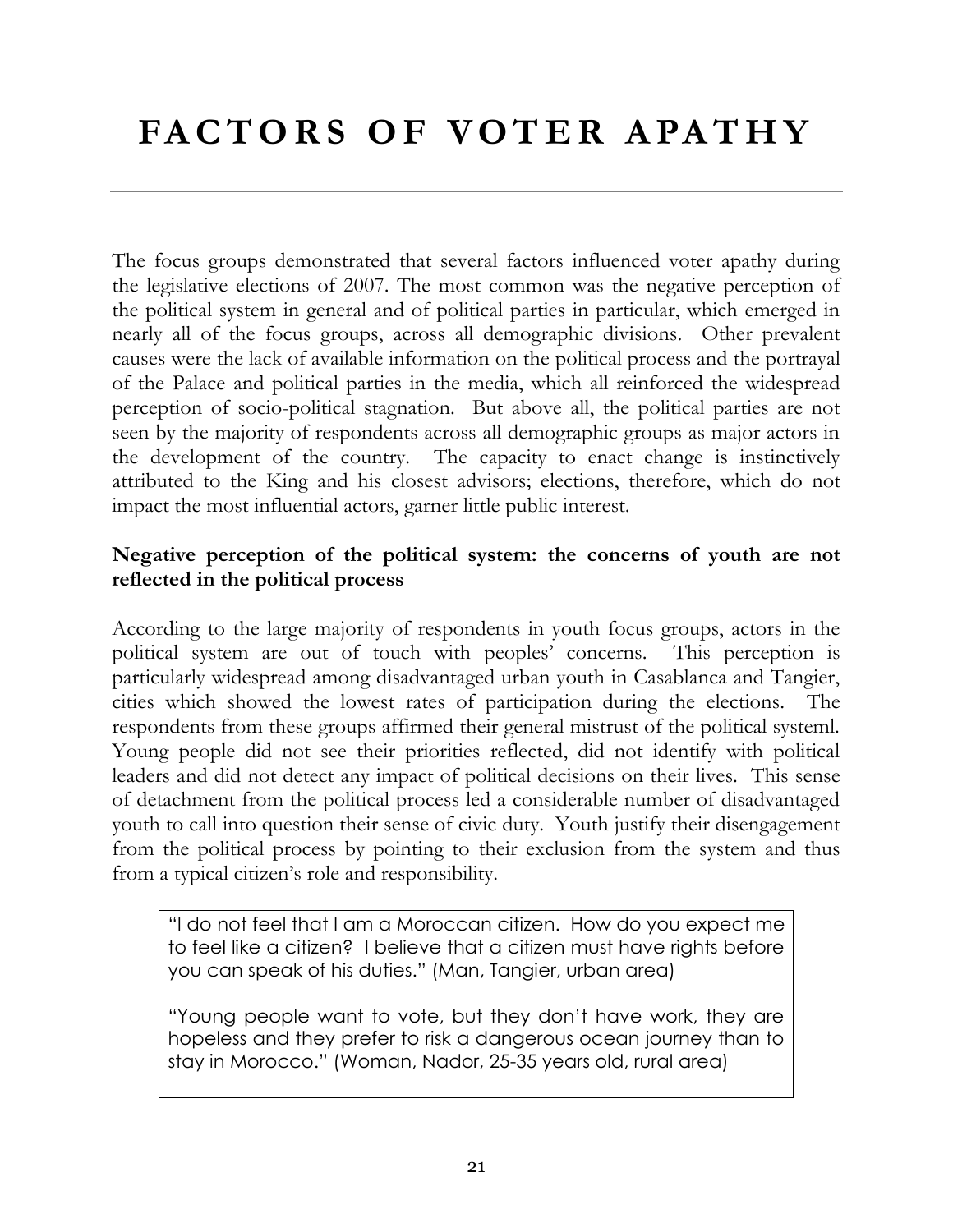# FACTORS OF VOTER APATHY

The focus groups demonstrated that several factors influenced voter apathy during the legislative elections of 2007. The most common was the negative perception of the political system in general and of political parties in particular, which emerged in nearly all of the focus groups, across all demographic divisions. Other prevalent causes were the lack of available information on the political process and the portrayal of the Palace and political parties in the media, which all reinforced the widespread perception of socio-political stagnation. But above all, the political parties are not seen by the majority of respondents across all demographic groups as major actors in the development of the country. The capacity to enact change is instinctively attributed to the King and his closest advisors; elections, therefore, which do not impact the most influential actors, garner little public interest.

**Negative perception of the political system: the concerns of youth are not reflected in the political process**

According to the large majority of respondents in youth focus groups, actors in the political system are out of touch with peoples' concerns. This perception is particularly widespread among disadvantaged urban youth in Casablanca and Tangier, cities which showed the lowest rates of participation during the elections. The respondents from these groups affirmed their general mistrust of the political systeml. Young people did not see their priorities reflected, did not identify with political leaders and did not detect any impact of political decisions on their lives. This sense of detachment from the political process led a considerable number of disadvantaged youth to call into question their sense of civic duty. Youth justify their disengagement from the political process by pointing to their exclusion from the system and thus from a typical citizen's role and responsibility.

"I do not feel that I am a Moroccan citizen. How do you expect me to feel like a citizen? I believe that a citizen must have rights before you can speak of his duties." (Man, Tangier, urban area)

"Young people want to vote, but they don't have work, they are hopeless and they prefer to risk a dangerous ocean journey than to stay in Morocco." (Woman, Nador, 25-35 years old, rural area)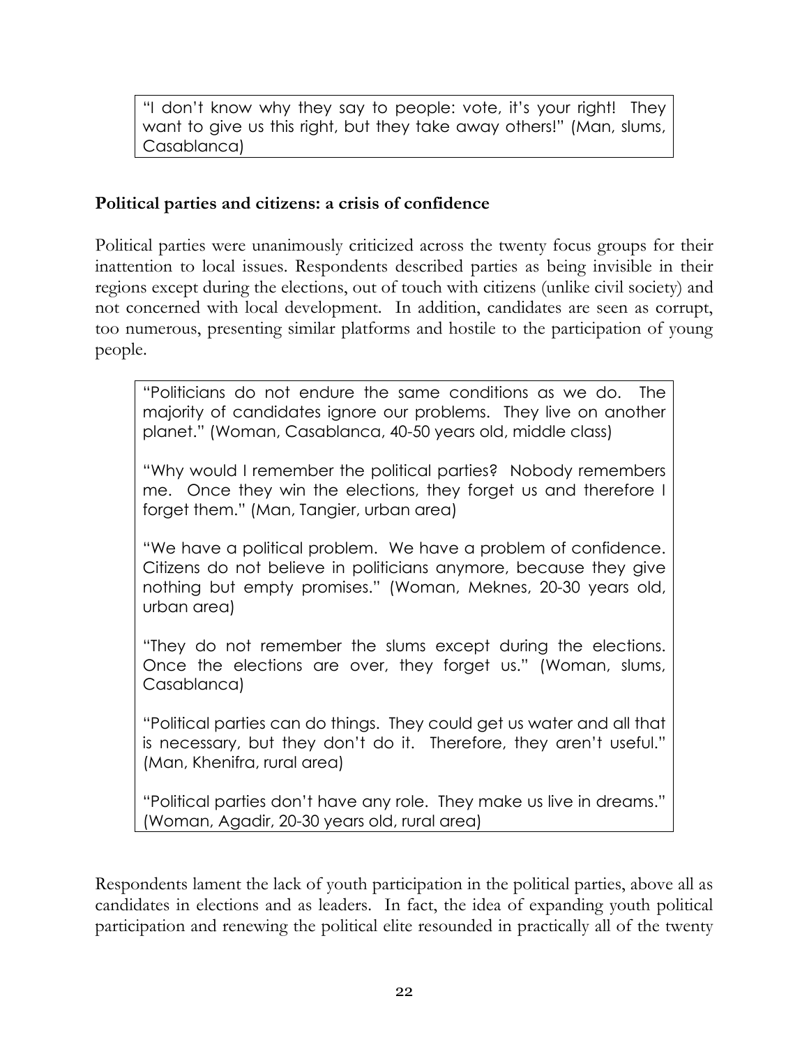> "I don't know why they say to people: vote, it's your right! They want to give us this right, but they take away others!" (Man, slums, Casablanca)

### Political parties and citizens: a crisis of confidence

Political parties were unanimously criticized across the twenty focus groups for their inattention to local issues. Respondents described parties as being invisible in their regions except during the elections, out of touch with citizens (unlike civil society) and not concerned with local development. In addition, candidates are seen as corrupt, too numerous, presenting similar platforms and hostile to the participation of young people.

> "Politicians do not endure the same conditions as we do. The majority of candidates ignore our problems. They live on another planet." (Woman, Casablanca, 40-50 years old, middle class)
>
> "Why would I remember the political parties? Nobody remembers me. Once they win the elections, they forget us and therefore I forget them." (Man, Tangier, urban area)
>
> "We have a political problem. We have a problem of confidence. Citizens do not believe in politicians anymore, because they give nothing but empty promises." (Woman, Meknes, 20-30 years old, urban area)
>
> "They do not remember the slums except during the elections. Once the elections are over, they forget us." (Woman, slums, Casablanca)
>
> "Political parties can do things. They could get us water and all that is necessary, but they don't do it. Therefore, they aren't useful." (Man, Khenifra, rural area)
>
> "Political parties don't have any role. They make us live in dreams." (Woman, Agadir, 20-30 years old, rural area)

Respondents lament the lack of youth participation in the political parties, above all as candidates in elections and as leaders. In fact, the idea of expanding youth political participation and renewing the political elite resounded in practically all of the twenty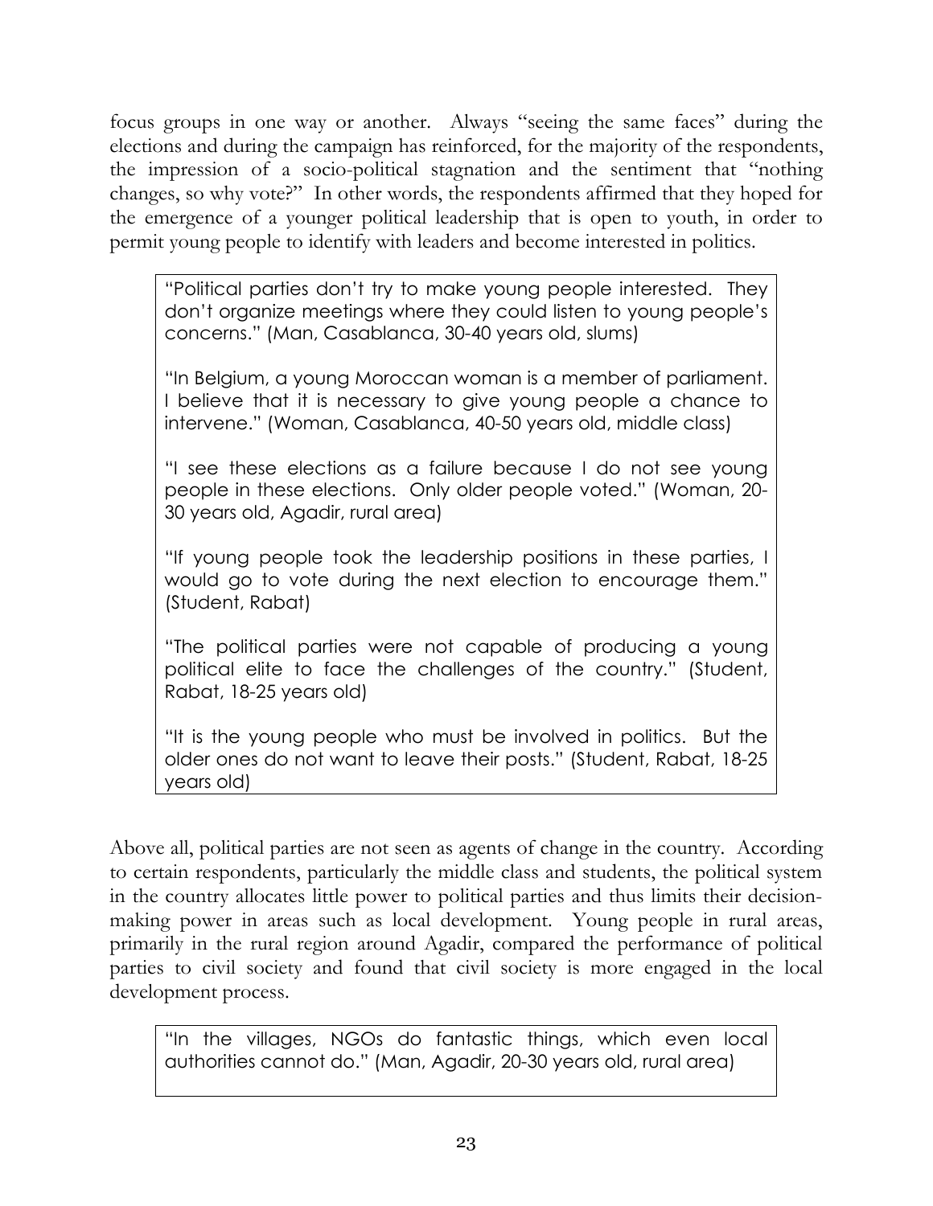focus groups in one way or another. Always "seeing the same faces" during the elections and during the campaign has reinforced, for the majority of the respondents, the impression of a socio-political stagnation and the sentiment that "nothing changes, so why vote?" In other words, the respondents affirmed that they hoped for the emergence of a younger political leadership that is open to youth, in order to permit young people to identify with leaders and become interested in politics.

> "Political parties don't try to make young people interested. They don't organize meetings where they could listen to young people's concerns." (Man, Casablanca, 30-40 years old, slums)
>
> "In Belgium, a young Moroccan woman is a member of parliament. I believe that it is necessary to give young people a chance to intervene." (Woman, Casablanca, 40-50 years old, middle class)
>
> "I see these elections as a failure because I do not see young people in these elections. Only older people voted." (Woman, 20-30 years old, Agadir, rural area)
>
> "If young people took the leadership positions in these parties, I would go to vote during the next election to encourage them." (Student, Rabat)
>
> "The political parties were not capable of producing a young political elite to face the challenges of the country." (Student, Rabat, 18-25 years old)
>
> "It is the young people who must be involved in politics. But the older ones do not want to leave their posts." (Student, Rabat, 18-25 years old)

Above all, political parties are not seen as agents of change in the country. According to certain respondents, particularly the middle class and students, the political system in the country allocates little power to political parties and thus limits their decision-making power in areas such as local development. Young people in rural areas, primarily in the rural region around Agadir, compared the performance of political parties to civil society and found that civil society is more engaged in the local development process.

> "In the villages, NGOs do fantastic things, which even local authorities cannot do." (Man, Agadir, 20-30 years old, rural area)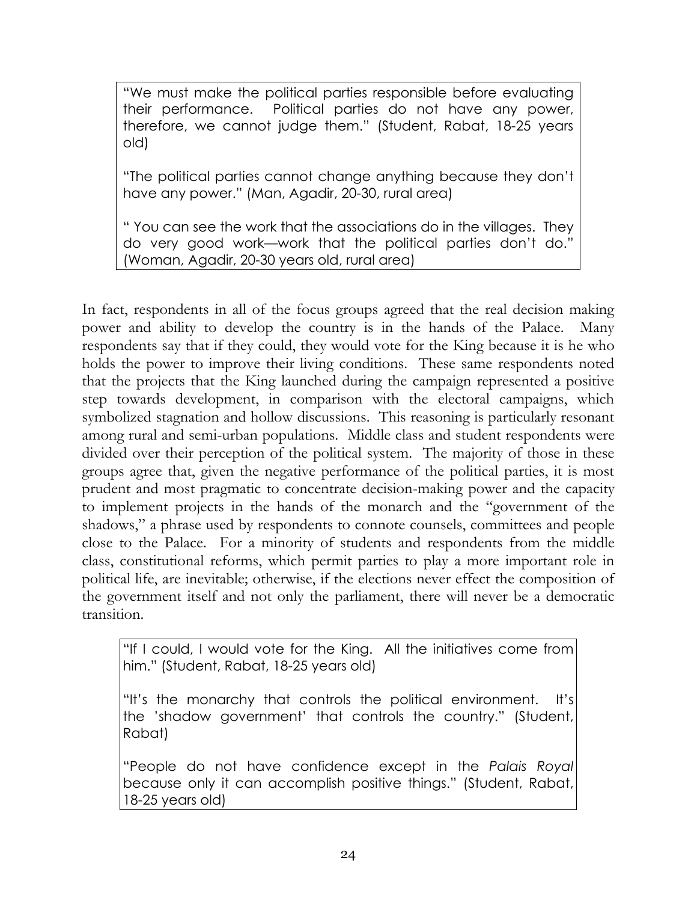> "We must make the political parties responsible before evaluating their performance. Political parties do not have any power, therefore, we cannot judge them." (Student, Rabat, 18-25 years old)
>
> "The political parties cannot change anything because they don't have any power." (Man, Agadir, 20-30, rural area)
>
> " You can see the work that the associations do in the villages. They do very good work—work that the political parties don't do." (Woman, Agadir, 20-30 years old, rural area)

In fact, respondents in all of the focus groups agreed that the real decision making power and ability to develop the country is in the hands of the Palace. Many respondents say that if they could, they would vote for the King because it is he who holds the power to improve their living conditions. These same respondents noted that the projects that the King launched during the campaign represented a positive step towards development, in comparison with the electoral campaigns, which symbolized stagnation and hollow discussions. This reasoning is particularly resonant among rural and semi-urban populations. Middle class and student respondents were divided over their perception of the political system. The majority of those in these groups agree that, given the negative performance of the political parties, it is most prudent and most pragmatic to concentrate decision-making power and the capacity to implement projects in the hands of the monarch and the "government of the shadows," a phrase used by respondents to connote counsels, committees and people close to the Palace. For a minority of students and respondents from the middle class, constitutional reforms, which permit parties to play a more important role in political life, are inevitable; otherwise, if the elections never effect the composition of the government itself and not only the parliament, there will never be a democratic transition.

> "If I could, I would vote for the King. All the initiatives come from him." (Student, Rabat, 18-25 years old)
>
> "It's the monarchy that controls the political environment. It's the 'shadow government' that controls the country." (Student, Rabat)
>
> "People do not have confidence except in the *Palais Royal* because only it can accomplish positive things." (Student, Rabat, 18-25 years old)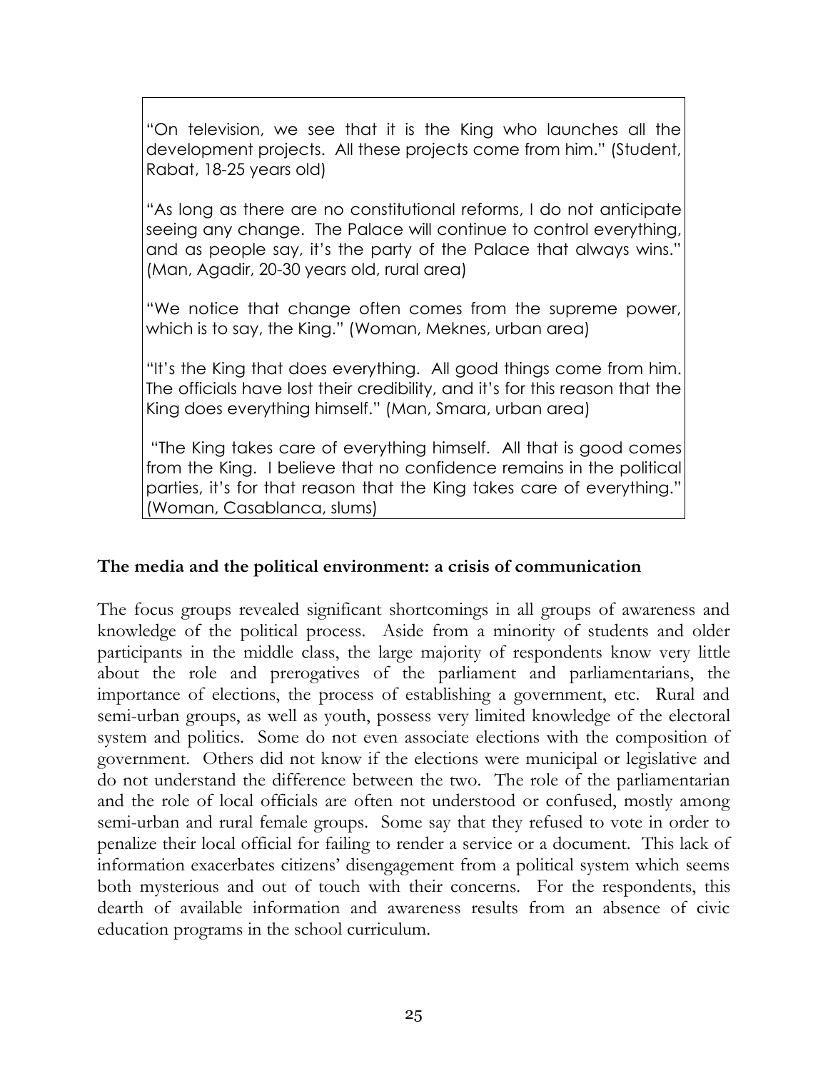> "On television, we see that it is the King who launches all the development projects. All these projects come from him." (Student, Rabat, 18-25 years old)
>
> "As long as there are no constitutional reforms, I do not anticipate seeing any change. The Palace will continue to control everything, and as people say, it's the party of the Palace that always wins." (Man, Agadir, 20-30 years old, rural area)
>
> "We notice that change often comes from the supreme power, which is to say, the King." (Woman, Meknes, urban area)
>
> "It's the King that does everything. All good things come from him. The officials have lost their credibility, and it's for this reason that the King does everything himself." (Man, Smara, urban area)
>
> "The King takes care of everything himself. All that is good comes from the King. I believe that no confidence remains in the political parties, it's for that reason that the King takes care of everything." (Woman, Casablanca, slums)

**The media and the political environment: a crisis of communication**

The focus groups revealed significant shortcomings in all groups of awareness and knowledge of the political process. Aside from a minority of students and older participants in the middle class, the large majority of respondents know very little about the role and prerogatives of the parliament and parliamentarians, the importance of elections, the process of establishing a government, etc. Rural and semi-urban groups, as well as youth, possess very limited knowledge of the electoral system and politics. Some do not even associate elections with the composition of government. Others did not know if the elections were municipal or legislative and do not understand the difference between the two. The role of the parliamentarian and the role of local officials are often not understood or confused, mostly among semi-urban and rural female groups. Some say that they refused to vote in order to penalize their local official for failing to render a service or a document. This lack of information exacerbates citizens' disengagement from a political system which seems both mysterious and out of touch with their concerns. For the respondents, this dearth of available information and awareness results from an absence of civic education programs in the school curriculum.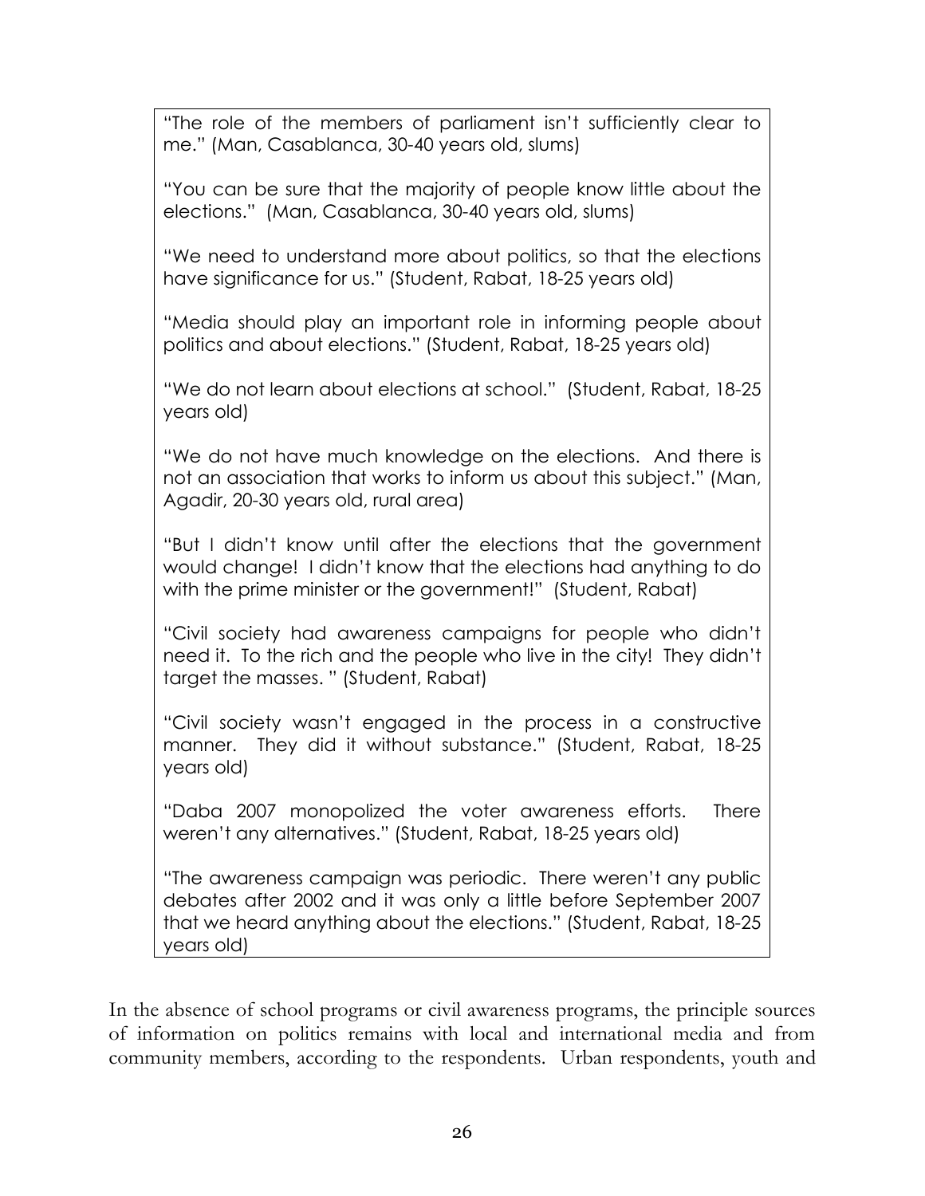"The role of the members of parliament isn't sufficiently clear to me." (Man, Casablanca, 30-40 years old, slums)

"You can be sure that the majority of people know little about the elections." (Man, Casablanca, 30-40 years old, slums)

"We need to understand more about politics, so that the elections have significance for us." (Student, Rabat, 18-25 years old)

"Media should play an important role in informing people about politics and about elections." (Student, Rabat, 18-25 years old)

"We do not learn about elections at school." (Student, Rabat, 18-25 years old)

"We do not have much knowledge on the elections. And there is not an association that works to inform us about this subject." (Man, Agadir, 20-30 years old, rural area)

"But I didn't know until after the elections that the government would change! I didn't know that the elections had anything to do with the prime minister or the government!" (Student, Rabat)

"Civil society had awareness campaigns for people who didn't need it. To the rich and the people who live in the city! They didn't target the masses. " (Student, Rabat)

"Civil society wasn't engaged in the process in a constructive manner. They did it without substance." (Student, Rabat, 18-25 years old)

"Daba 2007 monopolized the voter awareness efforts. There weren't any alternatives." (Student, Rabat, 18-25 years old)

"The awareness campaign was periodic. There weren't any public debates after 2002 and it was only a little before September 2007 that we heard anything about the elections." (Student, Rabat, 18-25 years old)

In the absence of school programs or civil awareness programs, the principle sources of information on politics remains with local and international media and from community members, according to the respondents. Urban respondents, youth and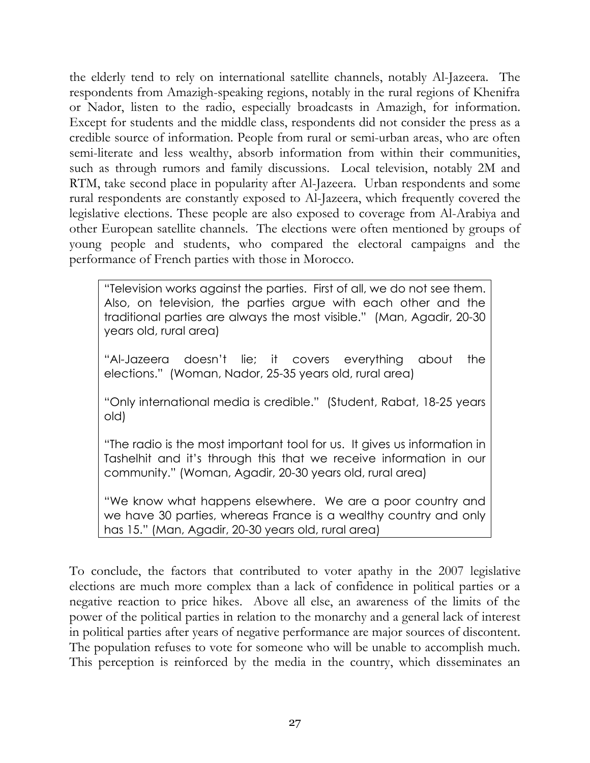the elderly tend to rely on international satellite channels, notably Al-Jazeera. The respondents from Amazigh-speaking regions, notably in the rural regions of Khenifra or Nador, listen to the radio, especially broadcasts in Amazigh, for information. Except for students and the middle class, respondents did not consider the press as a credible source of information. People from rural or semi-urban areas, who are often semi-literate and less wealthy, absorb information from within their communities, such as through rumors and family discussions. Local television, notably 2M and RTM, take second place in popularity after Al-Jazeera. Urban respondents and some rural respondents are constantly exposed to Al-Jazeera, which frequently covered the legislative elections. These people are also exposed to coverage from Al-Arabiya and other European satellite channels. The elections were often mentioned by groups of young people and students, who compared the electoral campaigns and the performance of French parties with those in Morocco.

> "Television works against the parties. First of all, we do not see them. Also, on television, the parties argue with each other and the traditional parties are always the most visible." (Man, Agadir, 20-30 years old, rural area)
>
> "Al-Jazeera doesn't lie; it covers everything about the elections." (Woman, Nador, 25-35 years old, rural area)
>
> "Only international media is credible." (Student, Rabat, 18-25 years old)
>
> "The radio is the most important tool for us. It gives us information in Tashelhit and it's through this that we receive information in our community." (Woman, Agadir, 20-30 years old, rural area)
>
> "We know what happens elsewhere. We are a poor country and we have 30 parties, whereas France is a wealthy country and only has 15." (Man, Agadir, 20-30 years old, rural area)

To conclude, the factors that contributed to voter apathy in the 2007 legislative elections are much more complex than a lack of confidence in political parties or a negative reaction to price hikes. Above all else, an awareness of the limits of the power of the political parties in relation to the monarchy and a general lack of interest in political parties after years of negative performance are major sources of discontent. The population refuses to vote for someone who will be unable to accomplish much. This perception is reinforced by the media in the country, which disseminates an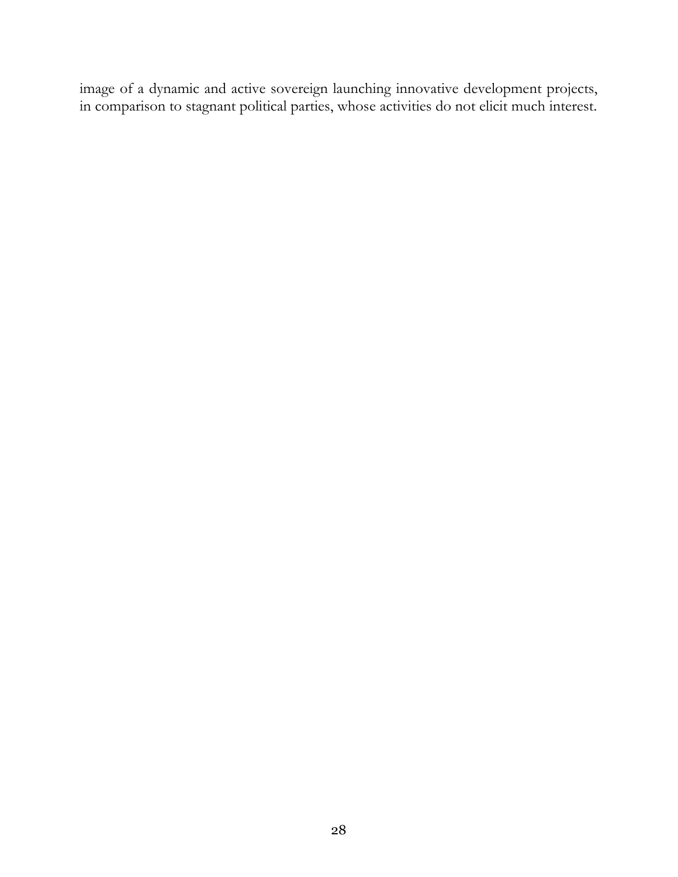image of a dynamic and active sovereign launching innovative development projects, in comparison to stagnant political parties, whose activities do not elicit much interest.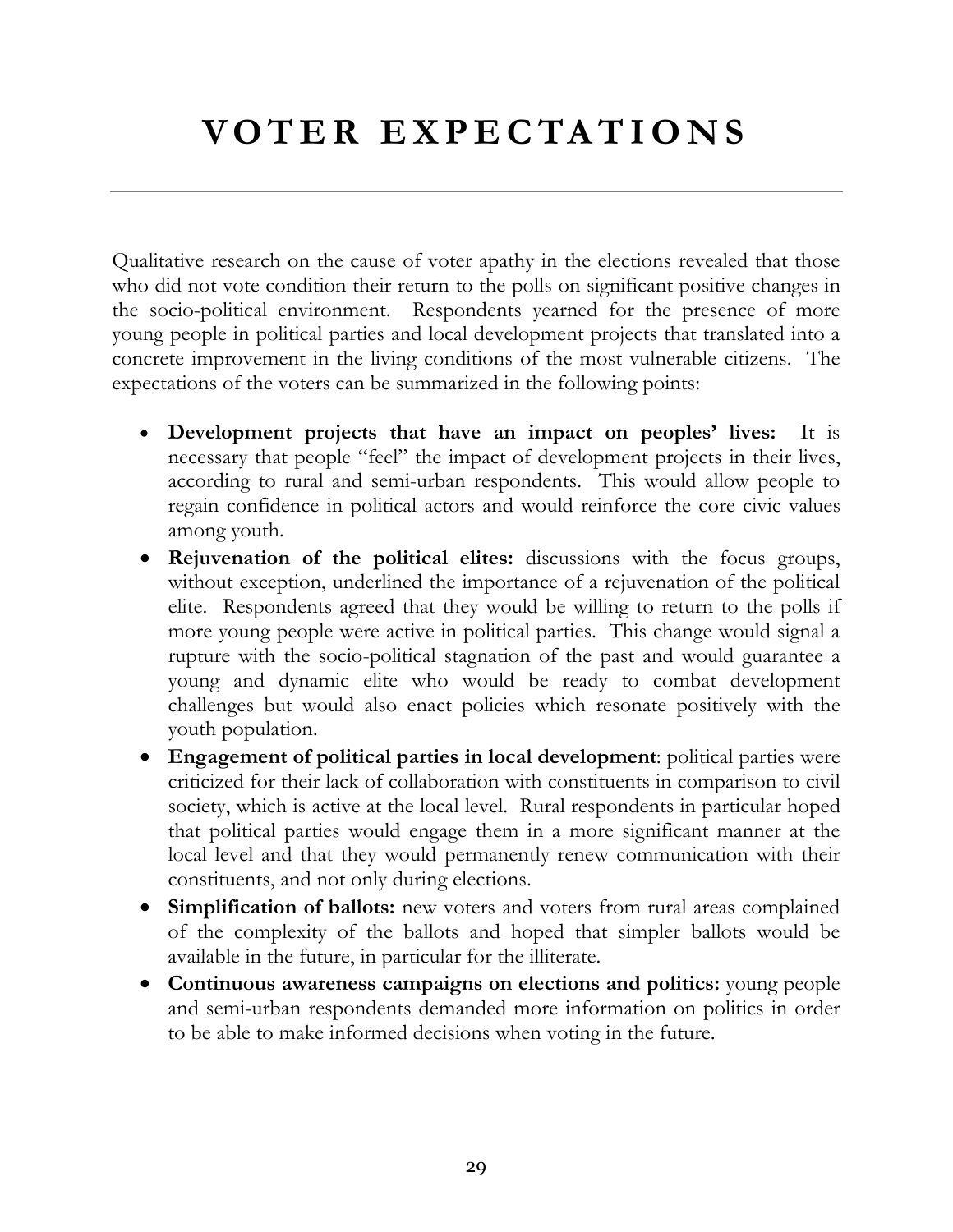# VOTER EXPECTATIONS

Qualitative research on the cause of voter apathy in the elections revealed that those who did not vote condition their return to the polls on significant positive changes in the socio-political environment. Respondents yearned for the presence of more young people in political parties and local development projects that translated into a concrete improvement in the living conditions of the most vulnerable citizens. The expectations of the voters can be summarized in the following points:

- **Development projects that have an impact on peoples' lives:** It is necessary that people "feel" the impact of development projects in their lives, according to rural and semi-urban respondents. This would allow people to regain confidence in political actors and would reinforce the core civic values among youth.
- **Rejuvenation of the political elites:** discussions with the focus groups, without exception, underlined the importance of a rejuvenation of the political elite. Respondents agreed that they would be willing to return to the polls if more young people were active in political parties. This change would signal a rupture with the socio-political stagnation of the past and would guarantee a young and dynamic elite who would be ready to combat development challenges but would also enact policies which resonate positively with the youth population.
- **Engagement of political parties in local development**: political parties were criticized for their lack of collaboration with constituents in comparison to civil society, which is active at the local level. Rural respondents in particular hoped that political parties would engage them in a more significant manner at the local level and that they would permanently renew communication with their constituents, and not only during elections.
- **Simplification of ballots:** new voters and voters from rural areas complained of the complexity of the ballots and hoped that simpler ballots would be available in the future, in particular for the illiterate.
- **Continuous awareness campaigns on elections and politics:** young people and semi-urban respondents demanded more information on politics in order to be able to make informed decisions when voting in the future.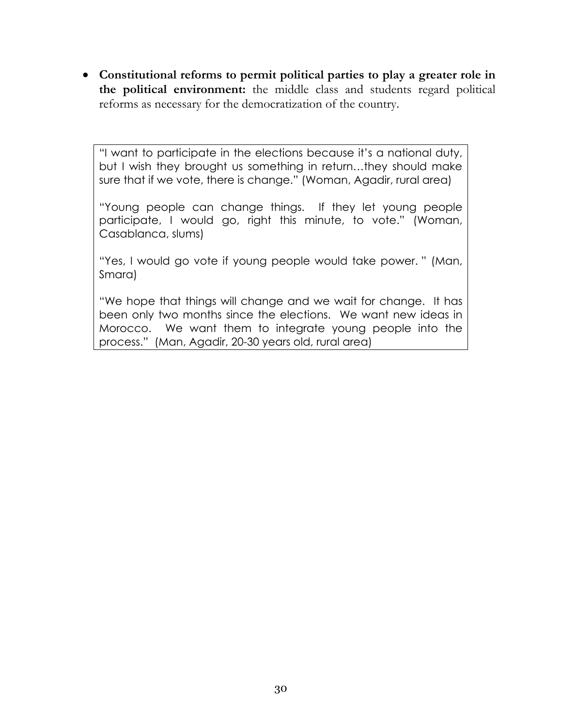- **Constitutional reforms to permit political parties to play a greater role in the political environment:** the middle class and students regard political reforms as necessary for the democratization of the country.

> "I want to participate in the elections because it's a national duty, but I wish they brought us something in return…they should make sure that if we vote, there is change." (Woman, Agadir, rural area)
>
> "Young people can change things. If they let young people participate, I would go, right this minute, to vote." (Woman, Casablanca, slums)
>
> "Yes, I would go vote if young people would take power. " (Man, Smara)
>
> "We hope that things will change and we wait for change. It has been only two months since the elections. We want new ideas in Morocco. We want them to integrate young people into the process." (Man, Agadir, 20-30 years old, rural area)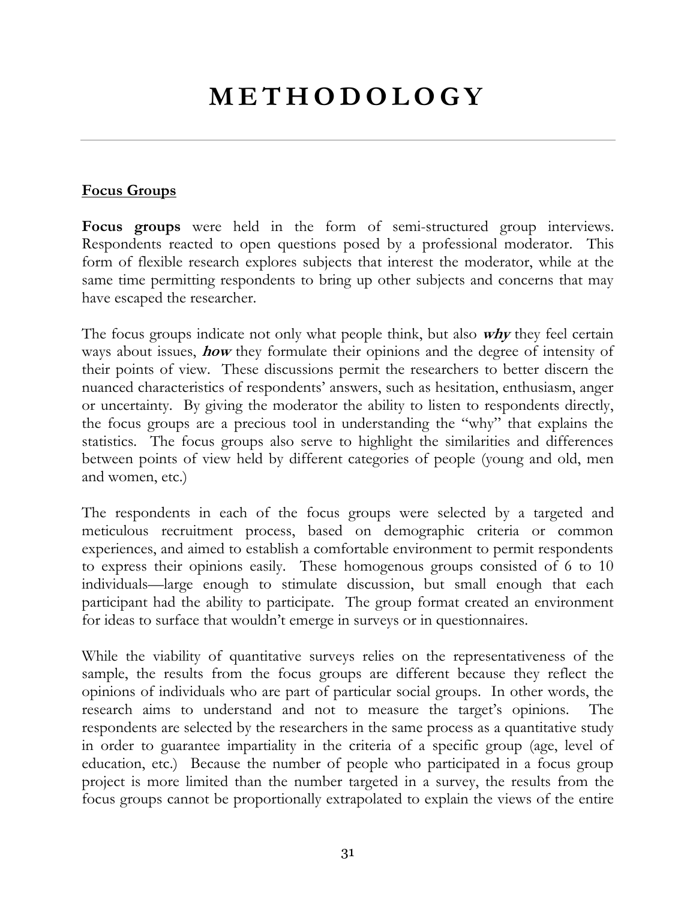# METHODOLOGY

## Focus Groups

**Focus groups** were held in the form of semi-structured group interviews. Respondents reacted to open questions posed by a professional moderator. This form of flexible research explores subjects that interest the moderator, while at the same time permitting respondents to bring up other subjects and concerns that may have escaped the researcher.

The focus groups indicate not only what people think, but also ***why*** they feel certain ways about issues, ***how*** they formulate their opinions and the degree of intensity of their points of view. These discussions permit the researchers to better discern the nuanced characteristics of respondents' answers, such as hesitation, enthusiasm, anger or uncertainty. By giving the moderator the ability to listen to respondents directly, the focus groups are a precious tool in understanding the "why" that explains the statistics. The focus groups also serve to highlight the similarities and differences between points of view held by different categories of people (young and old, men and women, etc.)

The respondents in each of the focus groups were selected by a targeted and meticulous recruitment process, based on demographic criteria or common experiences, and aimed to establish a comfortable environment to permit respondents to express their opinions easily. These homogenous groups consisted of 6 to 10 individuals—large enough to stimulate discussion, but small enough that each participant had the ability to participate. The group format created an environment for ideas to surface that wouldn't emerge in surveys or in questionnaires.

While the viability of quantitative surveys relies on the representativeness of the sample, the results from the focus groups are different because they reflect the opinions of individuals who are part of particular social groups. In other words, the research aims to understand and not to measure the target's opinions. The respondents are selected by the researchers in the same process as a quantitative study in order to guarantee impartiality in the criteria of a specific group (age, level of education, etc.) Because the number of people who participated in a focus group project is more limited than the number targeted in a survey, the results from the focus groups cannot be proportionally extrapolated to explain the views of the entire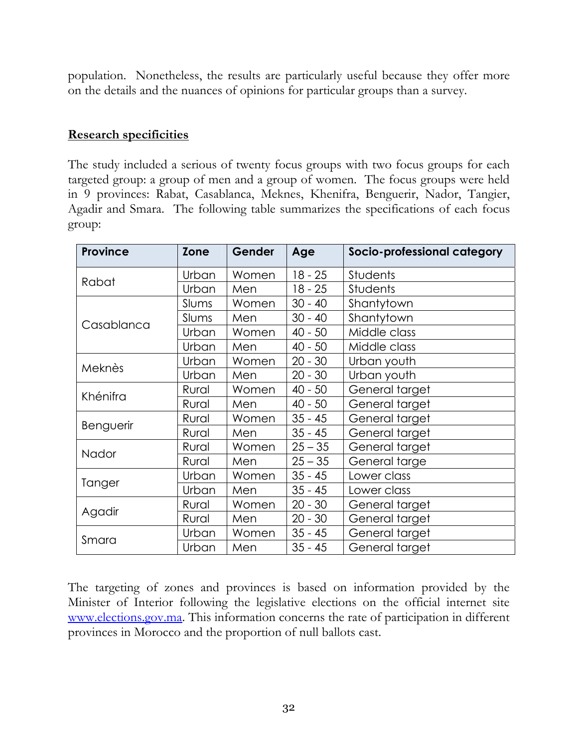population. Nonetheless, the results are particularly useful because they offer more on the details and the nuances of opinions for particular groups than a survey.

**Research specificities**

The study included a serious of twenty focus groups with two focus groups for each targeted group: a group of men and a group of women. The focus groups were held in 9 provinces: Rabat, Casablanca, Meknes, Khenifra, Benguerir, Nador, Tangier, Agadir and Smara. The following table summarizes the specifications of each focus group:

| Province | Zone | Gender | Age | Socio-professional category |
|---|---|---|---|---|
| Rabat | Urban | Women | 18 - 25 | Students |
| | Urban | Men | 18 - 25 | Students |
| Casablanca | Slums | Women | 30 - 40 | Shantytown |
| | Slums | Men | 30 - 40 | Shantytown |
| | Urban | Women | 40 - 50 | Middle class |
| | Urban | Men | 40 - 50 | Middle class |
| Meknès | Urban | Women | 20 - 30 | Urban youth |
| | Urban | Men | 20 - 30 | Urban youth |
| Khénifra | Rural | Women | 40 - 50 | General target |
| | Rural | Men | 40 - 50 | General target |
| Benguerir | Rural | Women | 35 - 45 | General target |
| | Rural | Men | 35 - 45 | General target |
| Nador | Rural | Women | 25 – 35 | General target |
| | Rural | Men | 25 – 35 | General targe |
| Tanger | Urban | Women | 35 - 45 | Lower class |
| | Urban | Men | 35 - 45 | Lower class |
| Agadir | Rural | Women | 20 - 30 | General target |
| | Rural | Men | 20 - 30 | General target |
| Smara | Urban | Women | 35 - 45 | General target |
| | Urban | Men | 35 - 45 | General target |

The targeting of zones and provinces is based on information provided by the Minister of Interior following the legislative elections on the official internet site [www.elections.gov.ma](http://www.elections.gov.ma). This information concerns the rate of participation in different provinces in Morocco and the proportion of null ballots cast.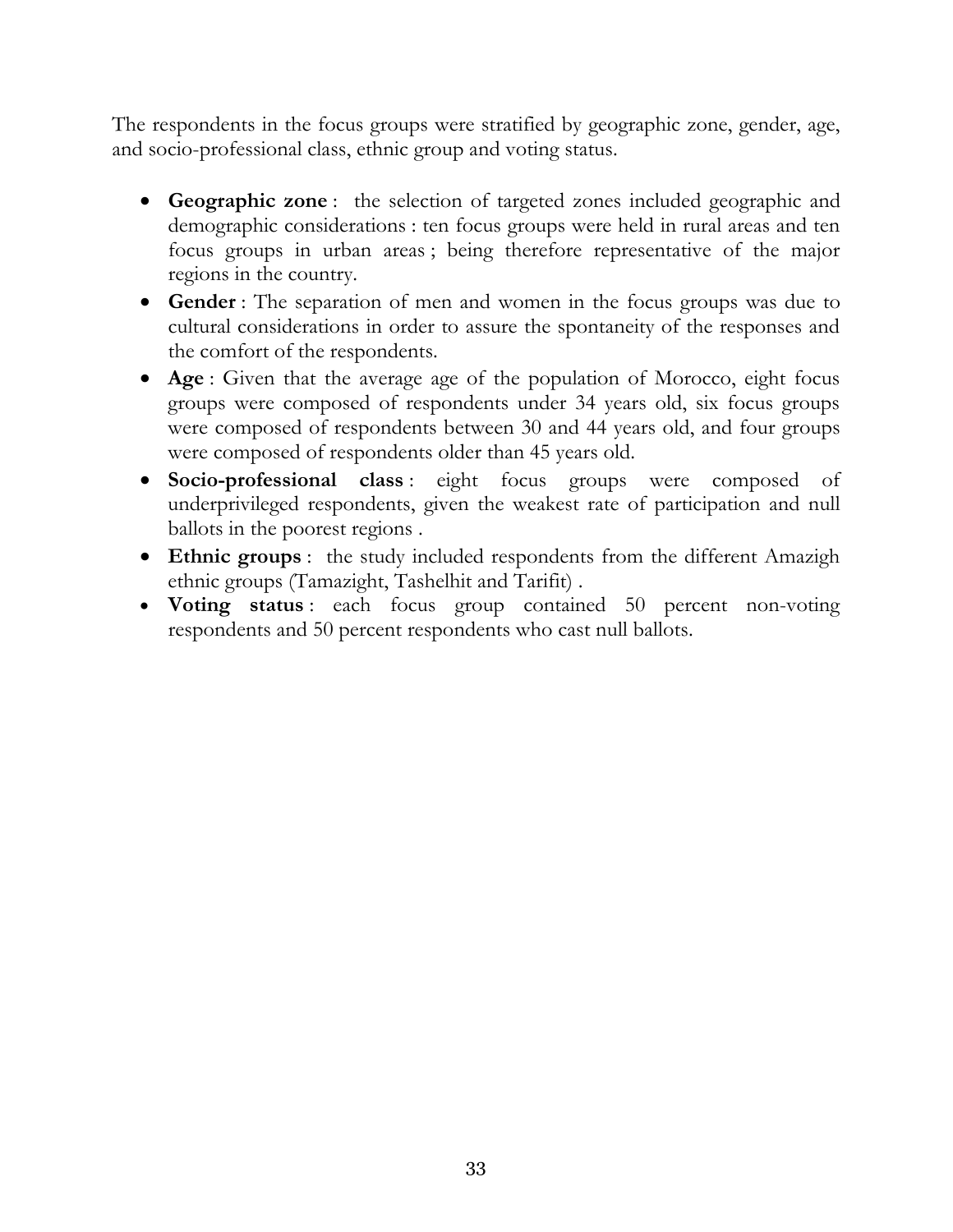The respondents in the focus groups were stratified by geographic zone, gender, age, and socio-professional class, ethnic group and voting status.

- **Geographic zone** : the selection of targeted zones included geographic and demographic considerations : ten focus groups were held in rural areas and ten focus groups in urban areas ; being therefore representative of the major regions in the country.
- **Gender** : The separation of men and women in the focus groups was due to cultural considerations in order to assure the spontaneity of the responses and the comfort of the respondents.
- **Age** : Given that the average age of the population of Morocco, eight focus groups were composed of respondents under 34 years old, six focus groups were composed of respondents between 30 and 44 years old, and four groups were composed of respondents older than 45 years old.
- **Socio-professional class** : eight focus groups were composed of underprivileged respondents, given the weakest rate of participation and null ballots in the poorest regions .
- **Ethnic groups** : the study included respondents from the different Amazigh ethnic groups (Tamazight, Tashelhit and Tarifit) .
- **Voting status** : each focus group contained 50 percent non-voting respondents and 50 percent respondents who cast null ballots.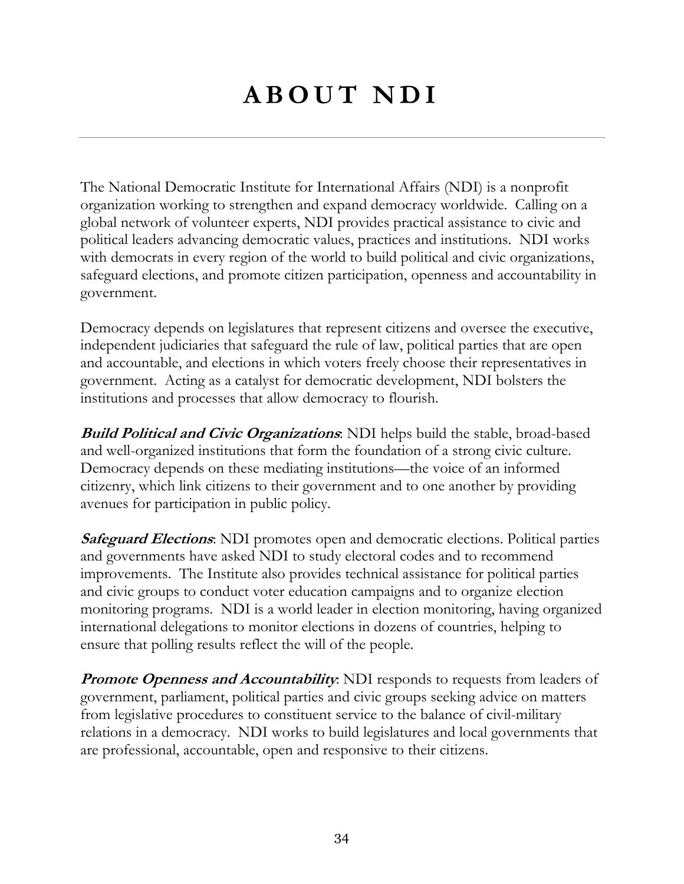# ABOUT NDI

The National Democratic Institute for International Affairs (NDI) is a nonprofit organization working to strengthen and expand democracy worldwide. Calling on a global network of volunteer experts, NDI provides practical assistance to civic and political leaders advancing democratic values, practices and institutions. NDI works with democrats in every region of the world to build political and civic organizations, safeguard elections, and promote citizen participation, openness and accountability in government.

Democracy depends on legislatures that represent citizens and oversee the executive, independent judiciaries that safeguard the rule of law, political parties that are open and accountable, and elections in which voters freely choose their representatives in government. Acting as a catalyst for democratic development, NDI bolsters the institutions and processes that allow democracy to flourish.

***Build Political and Civic Organizations***: NDI helps build the stable, broad-based and well-organized institutions that form the foundation of a strong civic culture. Democracy depends on these mediating institutions—the voice of an informed citizenry, which link citizens to their government and to one another by providing avenues for participation in public policy.

***Safeguard Elections***: NDI promotes open and democratic elections. Political parties and governments have asked NDI to study electoral codes and to recommend improvements. The Institute also provides technical assistance for political parties and civic groups to conduct voter education campaigns and to organize election monitoring programs. NDI is a world leader in election monitoring, having organized international delegations to monitor elections in dozens of countries, helping to ensure that polling results reflect the will of the people.

***Promote Openness and Accountability***: NDI responds to requests from leaders of government, parliament, political parties and civic groups seeking advice on matters from legislative procedures to constituent service to the balance of civil-military relations in a democracy. NDI works to build legislatures and local governments that are professional, accountable, open and responsive to their citizens.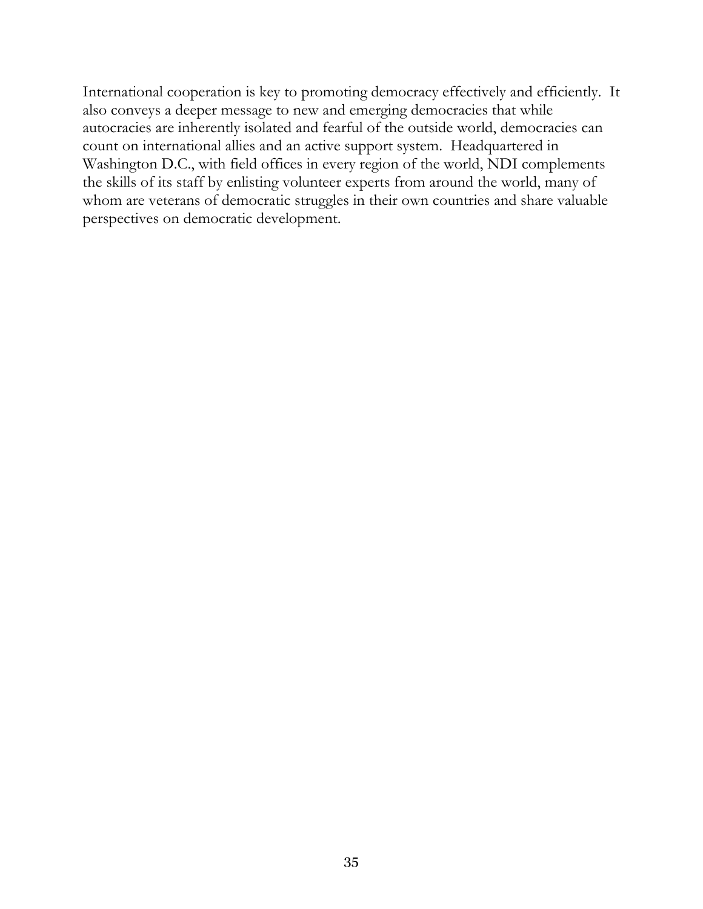International cooperation is key to promoting democracy effectively and efficiently. It also conveys a deeper message to new and emerging democracies that while autocracies are inherently isolated and fearful of the outside world, democracies can count on international allies and an active support system. Headquartered in Washington D.C., with field offices in every region of the world, NDI complements the skills of its staff by enlisting volunteer experts from around the world, many of whom are veterans of democratic struggles in their own countries and share valuable perspectives on democratic development.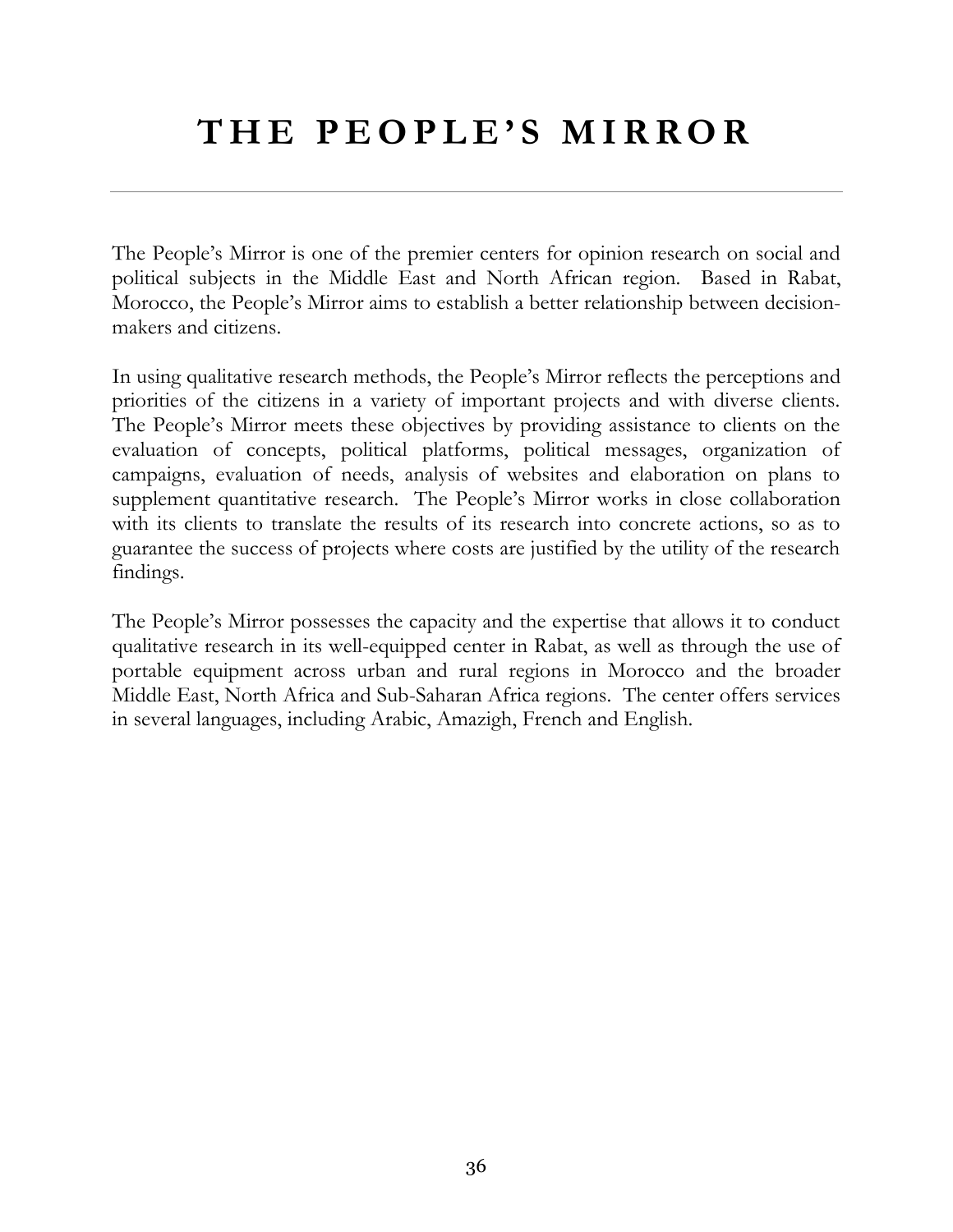# THE PEOPLE'S MIRROR

The People's Mirror is one of the premier centers for opinion research on social and political subjects in the Middle East and North African region. Based in Rabat, Morocco, the People's Mirror aims to establish a better relationship between decision-makers and citizens.

In using qualitative research methods, the People's Mirror reflects the perceptions and priorities of the citizens in a variety of important projects and with diverse clients. The People's Mirror meets these objectives by providing assistance to clients on the evaluation of concepts, political platforms, political messages, organization of campaigns, evaluation of needs, analysis of websites and elaboration on plans to supplement quantitative research. The People's Mirror works in close collaboration with its clients to translate the results of its research into concrete actions, so as to guarantee the success of projects where costs are justified by the utility of the research findings.

The People's Mirror possesses the capacity and the expertise that allows it to conduct qualitative research in its well-equipped center in Rabat, as well as through the use of portable equipment across urban and rural regions in Morocco and the broader Middle East, North Africa and Sub-Saharan Africa regions. The center offers services in several languages, including Arabic, Amazigh, French and English.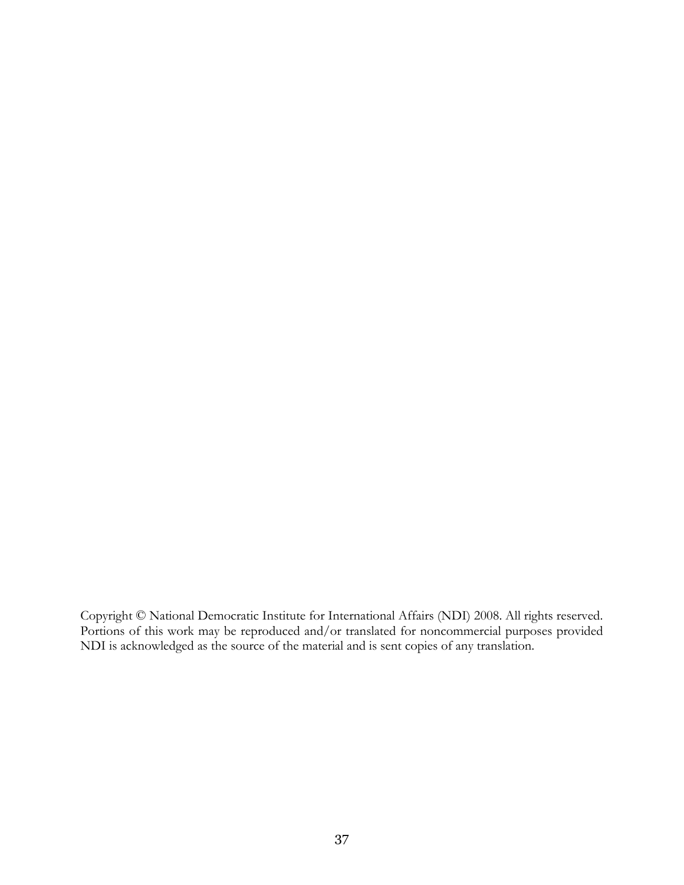Copyright © National Democratic Institute for International Affairs (NDI) 2008. All rights reserved. Portions of this work may be reproduced and/or translated for noncommercial purposes provided NDI is acknowledged as the source of the material and is sent copies of any translation.